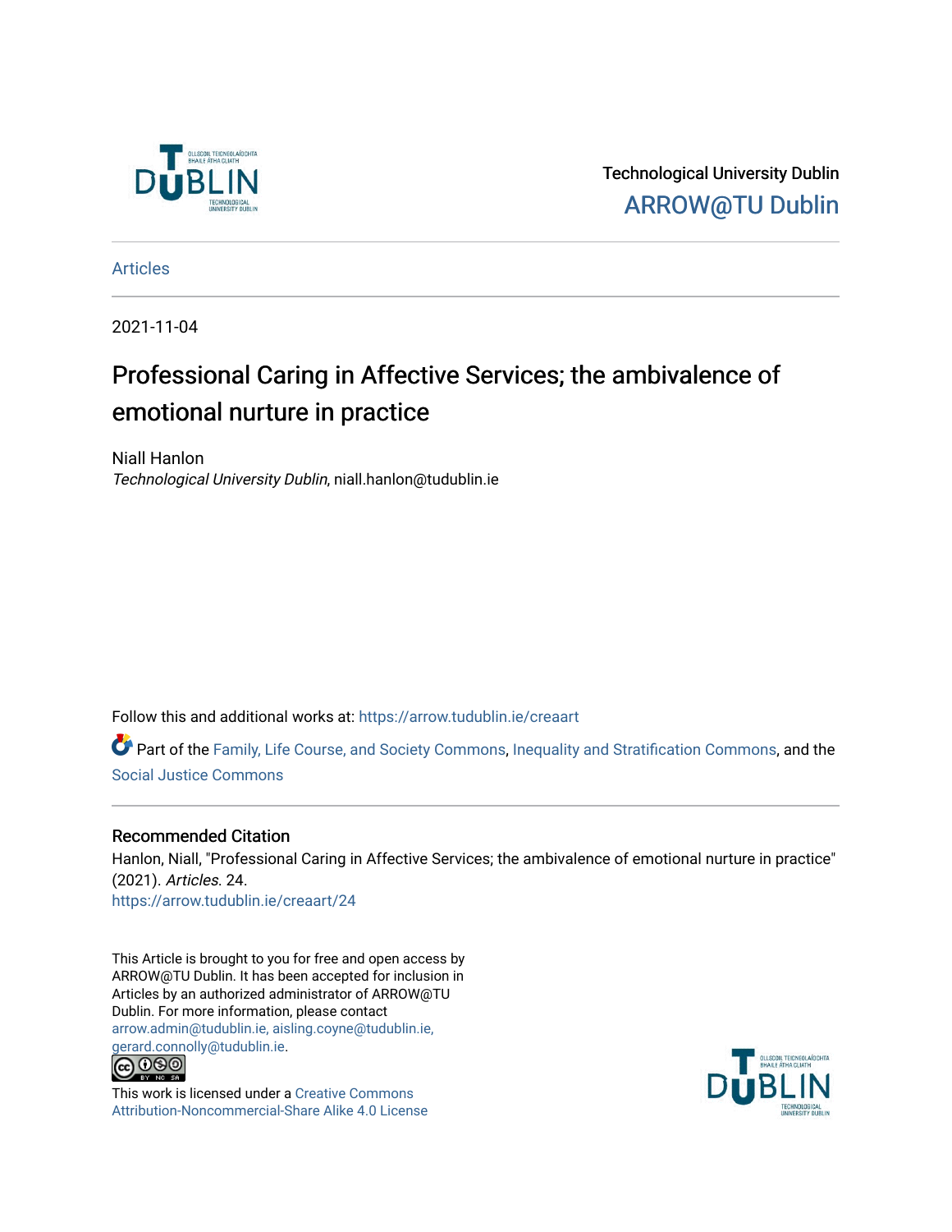Technological University Dublin

ARROW@TU Dublin

Articles

2021-11-04

# Professional Caring in Affective Services; the ambivalence of emotional nurture in practice

Niall Hanlon

*Technological University Dublin*, niall.hanlon@tudublin.ie

Follow this and additional works at: https://arrow.tudublin.ie/creaart

Part of the Family, Life Course, and Society Commons, Inequality and Stratification Commons, and the Social Justice Commons

## Recommended Citation

Hanlon, Niall, "Professional Caring in Affective Services; the ambivalence of emotional nurture in practice" (2021). *Articles*. 24.
https://arrow.tudublin.ie/creaart/24

This Article is brought to you for free and open access by ARROW@TU Dublin. It has been accepted for inclusion in Articles by an authorized administrator of ARROW@TU Dublin. For more information, please contact arrow.admin@tudublin.ie, aisling.coyne@tudublin.ie, gerard.connolly@tudublin.ie.

This work is licensed under a Creative Commons Attribution-Noncommercial-Share Alike 4.0 License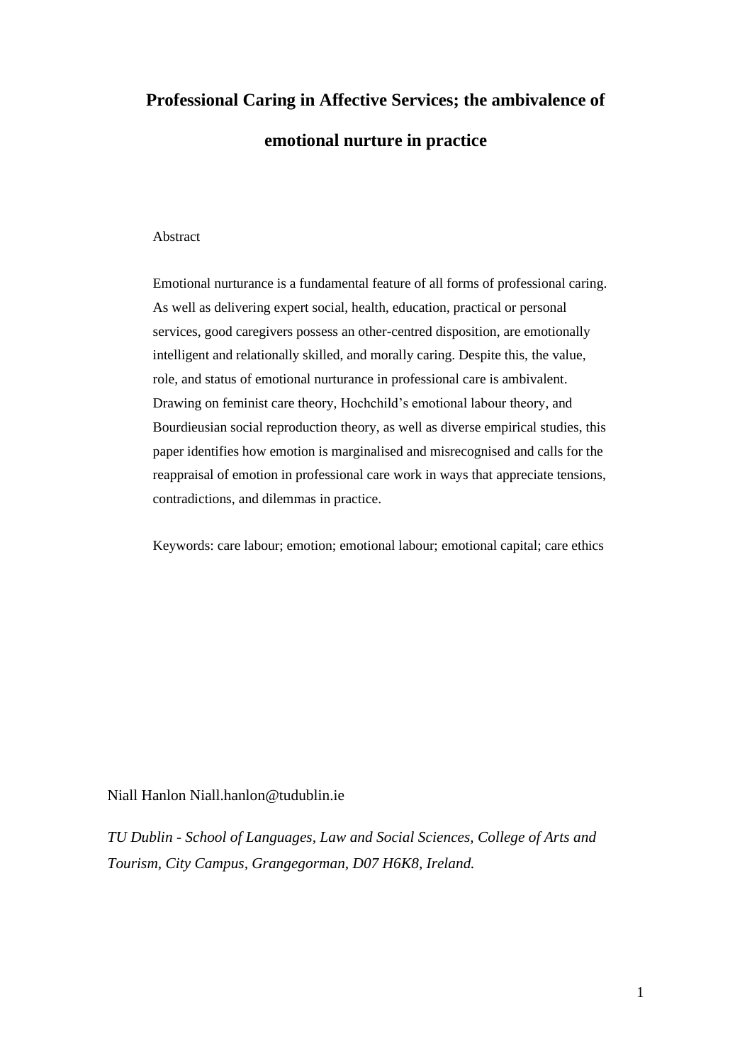# Professional Caring in Affective Services; the ambivalence of emotional nurture in practice

Abstract

Emotional nurturance is a fundamental feature of all forms of professional caring. As well as delivering expert social, health, education, practical or personal services, good caregivers possess an other-centred disposition, are emotionally intelligent and relationally skilled, and morally caring. Despite this, the value, role, and status of emotional nurturance in professional care is ambivalent. Drawing on feminist care theory, Hochchild's emotional labour theory, and Bourdieusian social reproduction theory, as well as diverse empirical studies, this paper identifies how emotion is marginalised and misrecognised and calls for the reappraisal of emotion in professional care work in ways that appreciate tensions, contradictions, and dilemmas in practice.

Keywords: care labour; emotion; emotional labour; emotional capital; care ethics

Niall Hanlon Niall.hanlon@tudublin.ie

*TU Dublin - School of Languages, Law and Social Sciences, College of Arts and Tourism, City Campus, Grangegorman, D07 H6K8, Ireland.*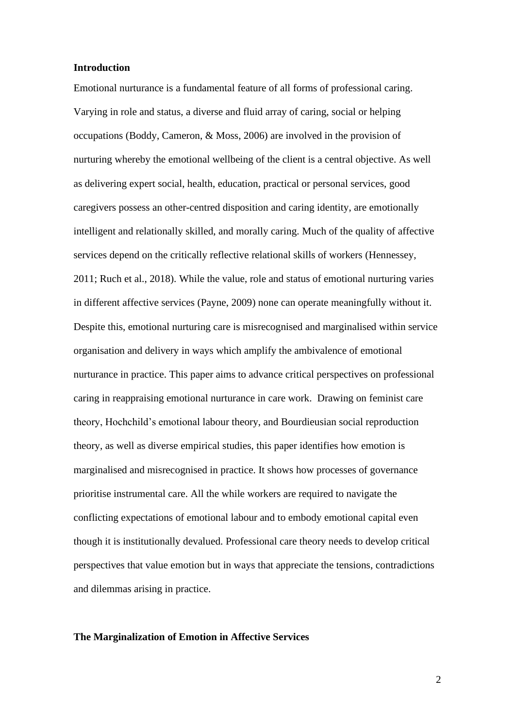## Introduction

Emotional nurturance is a fundamental feature of all forms of professional caring. Varying in role and status, a diverse and fluid array of caring, social or helping occupations (Boddy, Cameron, & Moss, 2006) are involved in the provision of nurturing whereby the emotional wellbeing of the client is a central objective. As well as delivering expert social, health, education, practical or personal services, good caregivers possess an other-centred disposition and caring identity, are emotionally intelligent and relationally skilled, and morally caring. Much of the quality of affective services depend on the critically reflective relational skills of workers (Hennessey, 2011; Ruch et al., 2018). While the value, role and status of emotional nurturing varies in different affective services (Payne, 2009) none can operate meaningfully without it. Despite this, emotional nurturing care is misrecognised and marginalised within service organisation and delivery in ways which amplify the ambivalence of emotional nurturance in practice. This paper aims to advance critical perspectives on professional caring in reappraising emotional nurturance in care work. Drawing on feminist care theory, Hochchild's emotional labour theory, and Bourdieusian social reproduction theory, as well as diverse empirical studies, this paper identifies how emotion is marginalised and misrecognised in practice. It shows how processes of governance prioritise instrumental care. All the while workers are required to navigate the conflicting expectations of emotional labour and to embody emotional capital even though it is institutionally devalued. Professional care theory needs to develop critical perspectives that value emotion but in ways that appreciate the tensions, contradictions and dilemmas arising in practice.

## The Marginalization of Emotion in Affective Services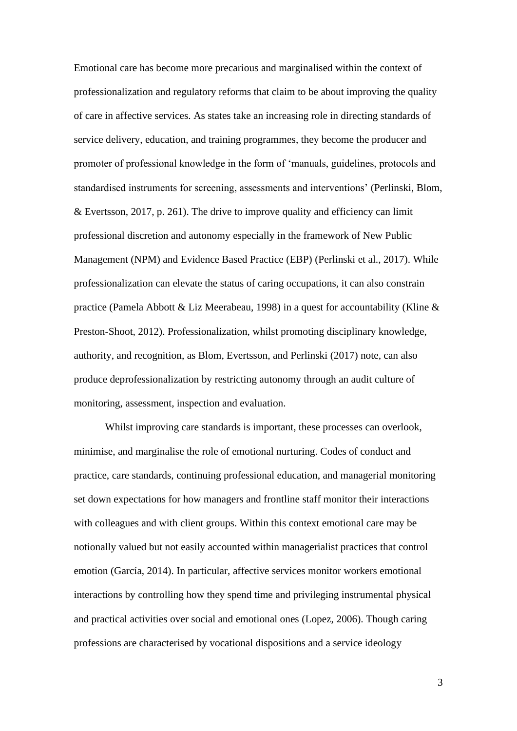Emotional care has become more precarious and marginalised within the context of professionalization and regulatory reforms that claim to be about improving the quality of care in affective services. As states take an increasing role in directing standards of service delivery, education, and training programmes, they become the producer and promoter of professional knowledge in the form of 'manuals, guidelines, protocols and standardised instruments for screening, assessments and interventions' (Perlinski, Blom, & Evertsson, 2017, p. 261). The drive to improve quality and efficiency can limit professional discretion and autonomy especially in the framework of New Public Management (NPM) and Evidence Based Practice (EBP) (Perlinski et al., 2017). While professionalization can elevate the status of caring occupations, it can also constrain practice (Pamela Abbott & Liz Meerabeau, 1998) in a quest for accountability (Kline & Preston-Shoot, 2012). Professionalization, whilst promoting disciplinary knowledge, authority, and recognition, as Blom, Evertsson, and Perlinski (2017) note, can also produce deprofessionalization by restricting autonomy through an audit culture of monitoring, assessment, inspection and evaluation.

Whilst improving care standards is important, these processes can overlook, minimise, and marginalise the role of emotional nurturing. Codes of conduct and practice, care standards, continuing professional education, and managerial monitoring set down expectations for how managers and frontline staff monitor their interactions with colleagues and with client groups. Within this context emotional care may be notionally valued but not easily accounted within managerialist practices that control emotion (García, 2014). In particular, affective services monitor workers emotional interactions by controlling how they spend time and privileging instrumental physical and practical activities over social and emotional ones (Lopez, 2006). Though caring professions are characterised by vocational dispositions and a service ideology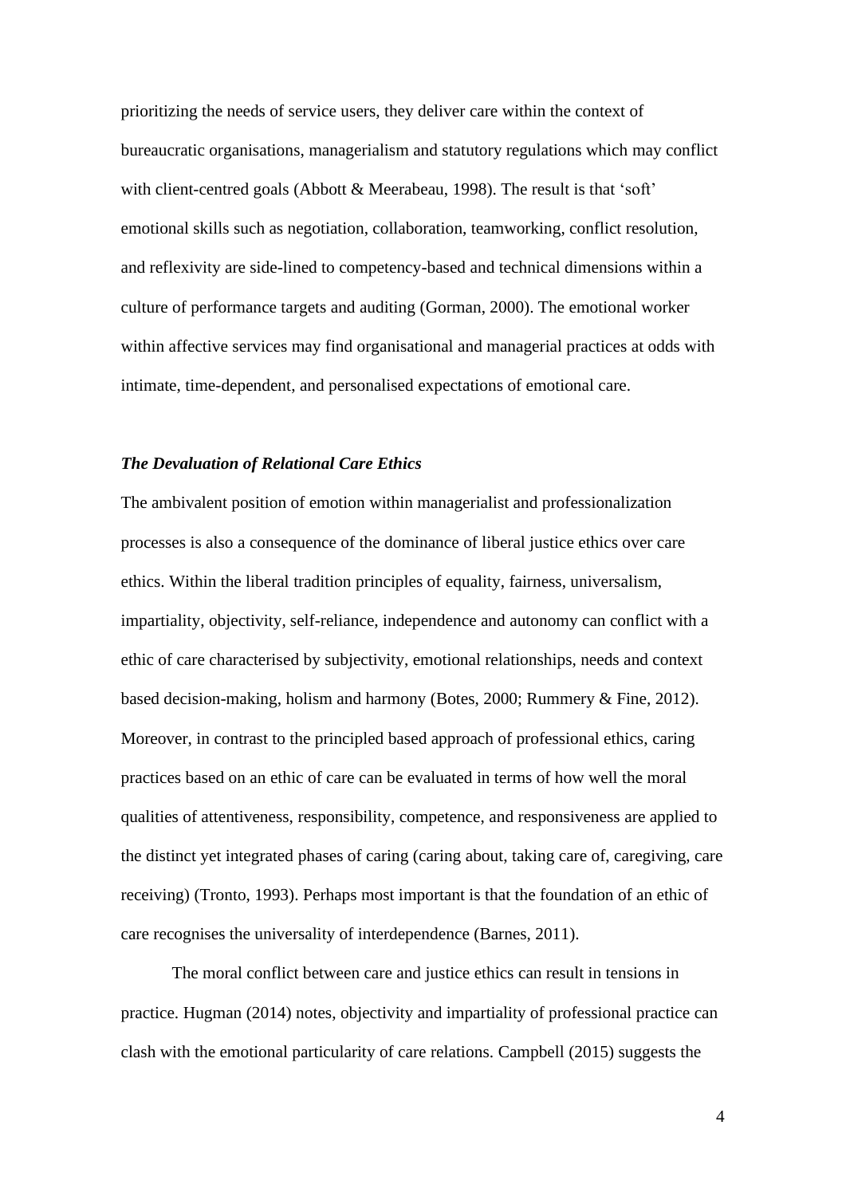prioritizing the needs of service users, they deliver care within the context of bureaucratic organisations, managerialism and statutory regulations which may conflict with client-centred goals (Abbott & Meerabeau, 1998). The result is that 'soft' emotional skills such as negotiation, collaboration, teamworking, conflict resolution, and reflexivity are side-lined to competency-based and technical dimensions within a culture of performance targets and auditing (Gorman, 2000). The emotional worker within affective services may find organisational and managerial practices at odds with intimate, time-dependent, and personalised expectations of emotional care.

***The Devaluation of Relational Care Ethics***

The ambivalent position of emotion within managerialist and professionalization processes is also a consequence of the dominance of liberal justice ethics over care ethics. Within the liberal tradition principles of equality, fairness, universalism, impartiality, objectivity, self-reliance, independence and autonomy can conflict with a ethic of care characterised by subjectivity, emotional relationships, needs and context based decision-making, holism and harmony (Botes, 2000; Rummery & Fine, 2012). Moreover, in contrast to the principled based approach of professional ethics, caring practices based on an ethic of care can be evaluated in terms of how well the moral qualities of attentiveness, responsibility, competence, and responsiveness are applied to the distinct yet integrated phases of caring (caring about, taking care of, caregiving, care receiving) (Tronto, 1993). Perhaps most important is that the foundation of an ethic of care recognises the universality of interdependence (Barnes, 2011).

The moral conflict between care and justice ethics can result in tensions in practice. Hugman (2014) notes, objectivity and impartiality of professional practice can clash with the emotional particularity of care relations. Campbell (2015) suggests the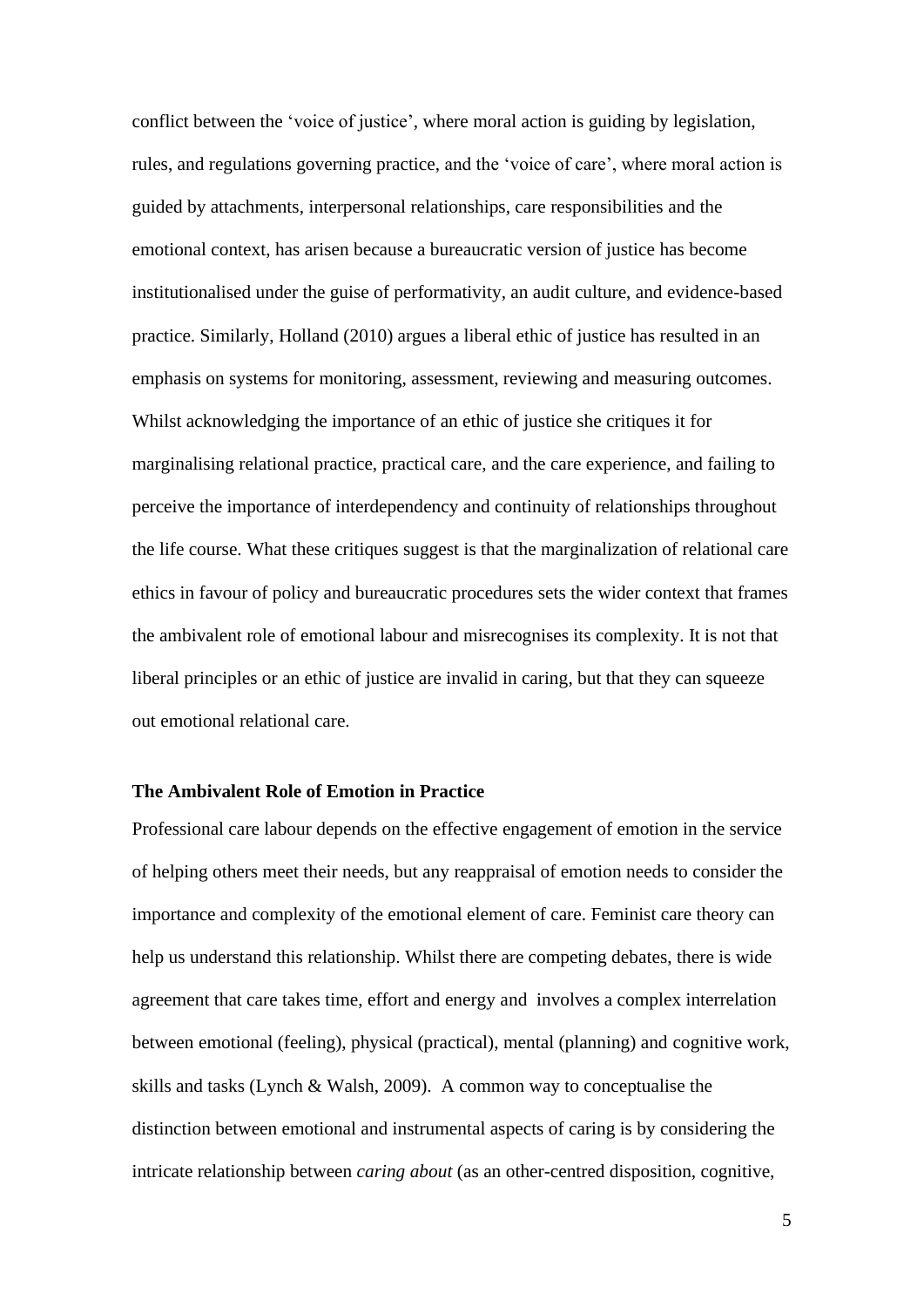conflict between the ‘voice of justice’, where moral action is guiding by legislation, rules, and regulations governing practice, and the ‘voice of care’, where moral action is guided by attachments, interpersonal relationships, care responsibilities and the emotional context, has arisen because a bureaucratic version of justice has become institutionalised under the guise of performativity, an audit culture, and evidence-based practice. Similarly, Holland (2010) argues a liberal ethic of justice has resulted in an emphasis on systems for monitoring, assessment, reviewing and measuring outcomes. Whilst acknowledging the importance of an ethic of justice she critiques it for marginalising relational practice, practical care, and the care experience, and failing to perceive the importance of interdependency and continuity of relationships throughout the life course. What these critiques suggest is that the marginalization of relational care ethics in favour of policy and bureaucratic procedures sets the wider context that frames the ambivalent role of emotional labour and misrecognises its complexity. It is not that liberal principles or an ethic of justice are invalid in caring, but that they can squeeze out emotional relational care.

### The Ambivalent Role of Emotion in Practice

Professional care labour depends on the effective engagement of emotion in the service of helping others meet their needs, but any reappraisal of emotion needs to consider the importance and complexity of the emotional element of care. Feminist care theory can help us understand this relationship. Whilst there are competing debates, there is wide agreement that care takes time, effort and energy and involves a complex interrelation between emotional (feeling), physical (practical), mental (planning) and cognitive work, skills and tasks (Lynch & Walsh, 2009). A common way to conceptualise the distinction between emotional and instrumental aspects of caring is by considering the intricate relationship between *caring about* (as an other-centred disposition, cognitive,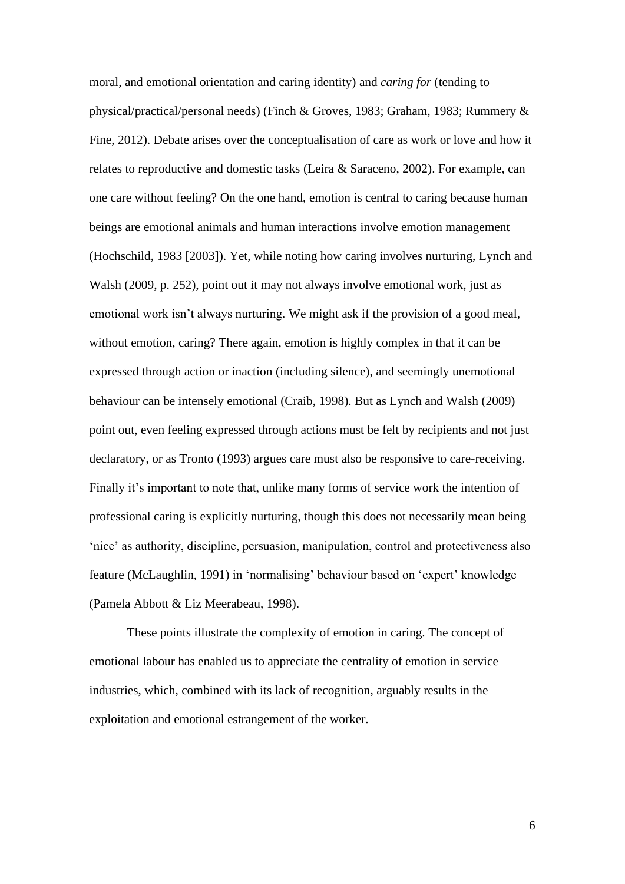moral, and emotional orientation and caring identity) and *caring for* (tending to physical/practical/personal needs) (Finch & Groves, 1983; Graham, 1983; Rummery & Fine, 2012). Debate arises over the conceptualisation of care as work or love and how it relates to reproductive and domestic tasks (Leira & Saraceno, 2002). For example, can one care without feeling? On the one hand, emotion is central to caring because human beings are emotional animals and human interactions involve emotion management (Hochschild, 1983 [2003]). Yet, while noting how caring involves nurturing, Lynch and Walsh (2009, p. 252), point out it may not always involve emotional work, just as emotional work isn't always nurturing. We might ask if the provision of a good meal, without emotion, caring? There again, emotion is highly complex in that it can be expressed through action or inaction (including silence), and seemingly unemotional behaviour can be intensely emotional (Craib, 1998). But as Lynch and Walsh (2009) point out, even feeling expressed through actions must be felt by recipients and not just declaratory, or as Tronto (1993) argues care must also be responsive to care-receiving. Finally it's important to note that, unlike many forms of service work the intention of professional caring is explicitly nurturing, though this does not necessarily mean being 'nice' as authority, discipline, persuasion, manipulation, control and protectiveness also feature (McLaughlin, 1991) in 'normalising' behaviour based on 'expert' knowledge (Pamela Abbott & Liz Meerabeau, 1998).

These points illustrate the complexity of emotion in caring. The concept of emotional labour has enabled us to appreciate the centrality of emotion in service industries, which, combined with its lack of recognition, arguably results in the exploitation and emotional estrangement of the worker.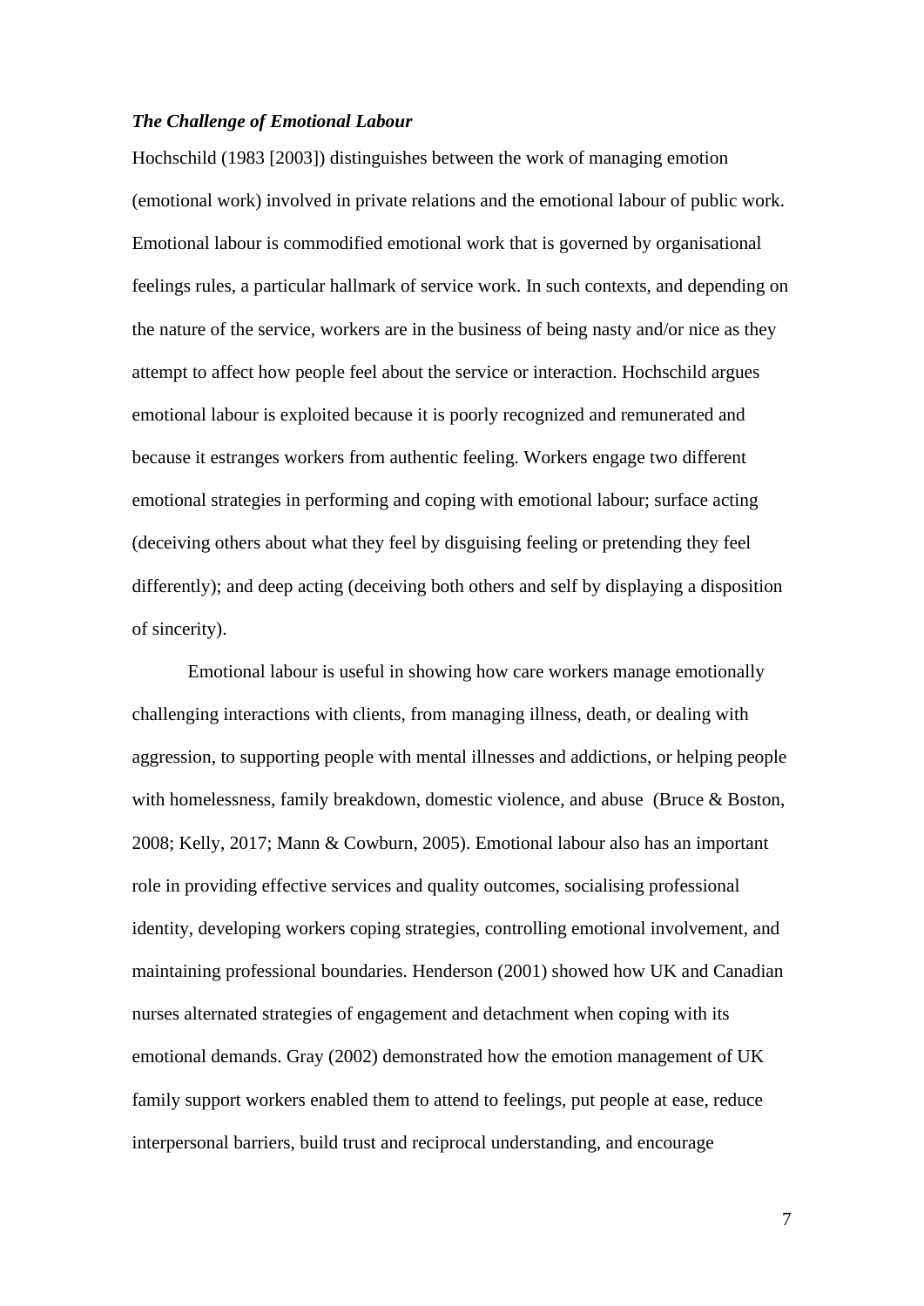***The Challenge of Emotional Labour***

Hochschild (1983 [2003]) distinguishes between the work of managing emotion (emotional work) involved in private relations and the emotional labour of public work. Emotional labour is commodified emotional work that is governed by organisational feelings rules, a particular hallmark of service work. In such contexts, and depending on the nature of the service, workers are in the business of being nasty and/or nice as they attempt to affect how people feel about the service or interaction. Hochschild argues emotional labour is exploited because it is poorly recognized and remunerated and because it estranges workers from authentic feeling. Workers engage two different emotional strategies in performing and coping with emotional labour; surface acting (deceiving others about what they feel by disguising feeling or pretending they feel differently); and deep acting (deceiving both others and self by displaying a disposition of sincerity).

Emotional labour is useful in showing how care workers manage emotionally challenging interactions with clients, from managing illness, death, or dealing with aggression, to supporting people with mental illnesses and addictions, or helping people with homelessness, family breakdown, domestic violence, and abuse (Bruce & Boston, 2008; Kelly, 2017; Mann & Cowburn, 2005). Emotional labour also has an important role in providing effective services and quality outcomes, socialising professional identity, developing workers coping strategies, controlling emotional involvement, and maintaining professional boundaries. Henderson (2001) showed how UK and Canadian nurses alternated strategies of engagement and detachment when coping with its emotional demands. Gray (2002) demonstrated how the emotion management of UK family support workers enabled them to attend to feelings, put people at ease, reduce interpersonal barriers, build trust and reciprocal understanding, and encourage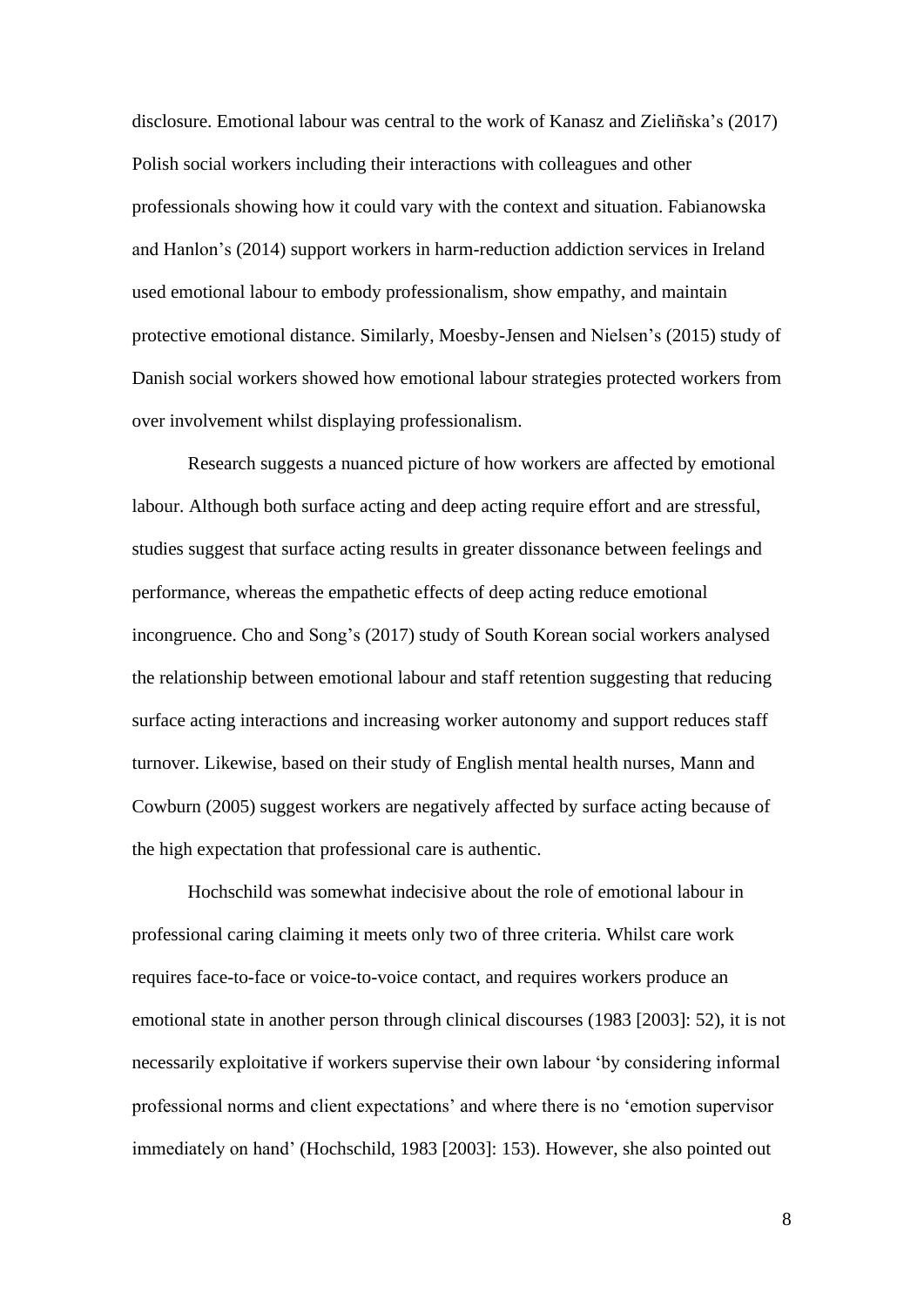disclosure. Emotional labour was central to the work of Kanasz and Zieliñska's (2017) Polish social workers including their interactions with colleagues and other professionals showing how it could vary with the context and situation. Fabianowska and Hanlon's (2014) support workers in harm-reduction addiction services in Ireland used emotional labour to embody professionalism, show empathy, and maintain protective emotional distance. Similarly, Moesby-Jensen and Nielsen's (2015) study of Danish social workers showed how emotional labour strategies protected workers from over involvement whilst displaying professionalism.

Research suggests a nuanced picture of how workers are affected by emotional labour. Although both surface acting and deep acting require effort and are stressful, studies suggest that surface acting results in greater dissonance between feelings and performance, whereas the empathetic effects of deep acting reduce emotional incongruence. Cho and Song's (2017) study of South Korean social workers analysed the relationship between emotional labour and staff retention suggesting that reducing surface acting interactions and increasing worker autonomy and support reduces staff turnover. Likewise, based on their study of English mental health nurses, Mann and Cowburn (2005) suggest workers are negatively affected by surface acting because of the high expectation that professional care is authentic.

Hochschild was somewhat indecisive about the role of emotional labour in professional caring claiming it meets only two of three criteria. Whilst care work requires face-to-face or voice-to-voice contact, and requires workers produce an emotional state in another person through clinical discourses (1983 [2003]: 52), it is not necessarily exploitative if workers supervise their own labour 'by considering informal professional norms and client expectations' and where there is no 'emotion supervisor immediately on hand' (Hochschild, 1983 [2003]: 153). However, she also pointed out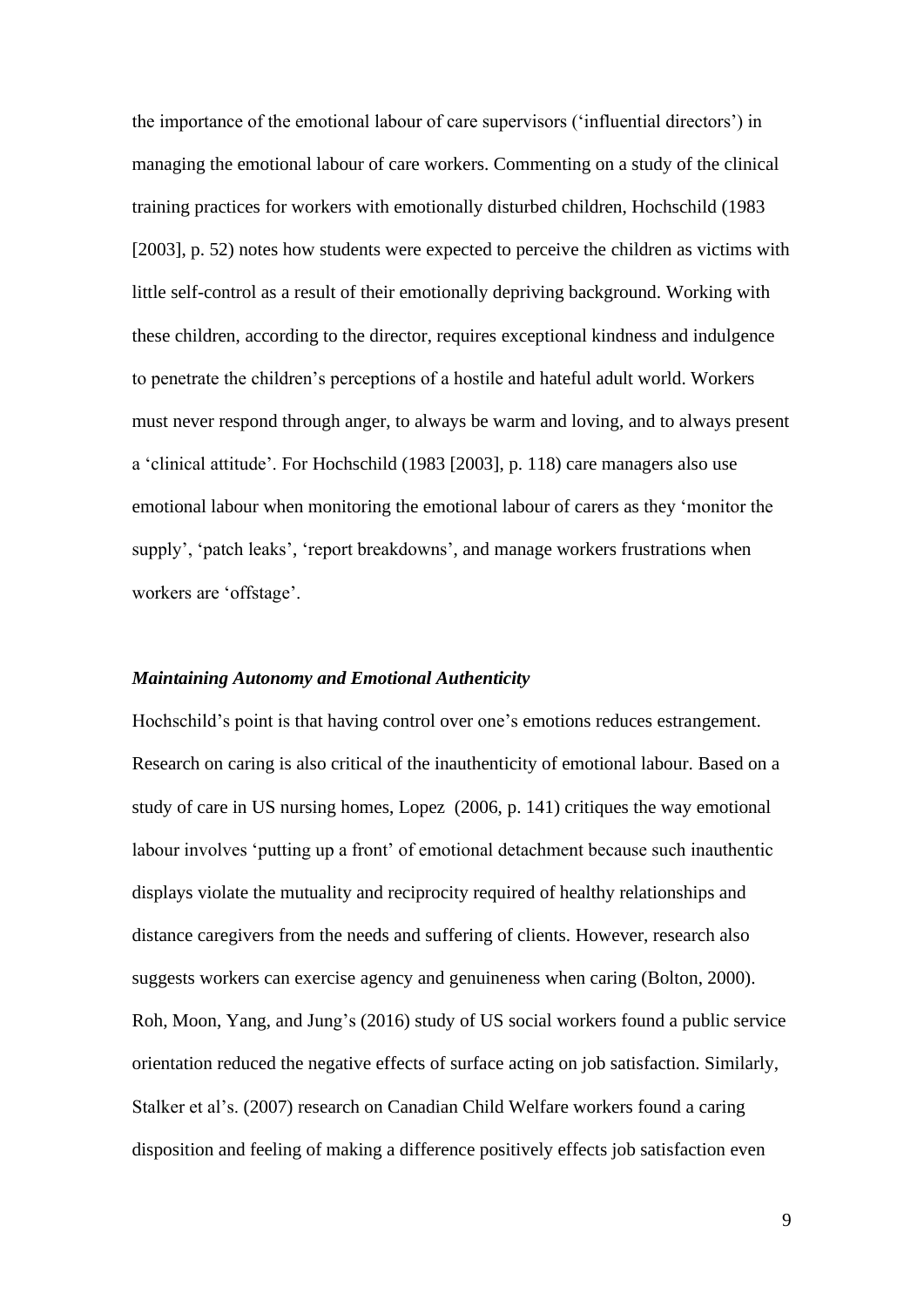the importance of the emotional labour of care supervisors ('influential directors') in managing the emotional labour of care workers. Commenting on a study of the clinical training practices for workers with emotionally disturbed children, Hochschild (1983 [2003], p. 52) notes how students were expected to perceive the children as victims with little self-control as a result of their emotionally depriving background. Working with these children, according to the director, requires exceptional kindness and indulgence to penetrate the children's perceptions of a hostile and hateful adult world. Workers must never respond through anger, to always be warm and loving, and to always present a 'clinical attitude'. For Hochschild (1983 [2003], p. 118) care managers also use emotional labour when monitoring the emotional labour of carers as they 'monitor the supply', 'patch leaks', 'report breakdowns', and manage workers frustrations when workers are 'offstage'.

### *Maintaining Autonomy and Emotional Authenticity*

Hochschild's point is that having control over one's emotions reduces estrangement. Research on caring is also critical of the inauthenticity of emotional labour. Based on a study of care in US nursing homes, Lopez (2006, p. 141) critiques the way emotional labour involves 'putting up a front' of emotional detachment because such inauthentic displays violate the mutuality and reciprocity required of healthy relationships and distance caregivers from the needs and suffering of clients. However, research also suggests workers can exercise agency and genuineness when caring (Bolton, 2000). Roh, Moon, Yang, and Jung's (2016) study of US social workers found a public service orientation reduced the negative effects of surface acting on job satisfaction. Similarly, Stalker et al's. (2007) research on Canadian Child Welfare workers found a caring disposition and feeling of making a difference positively effects job satisfaction even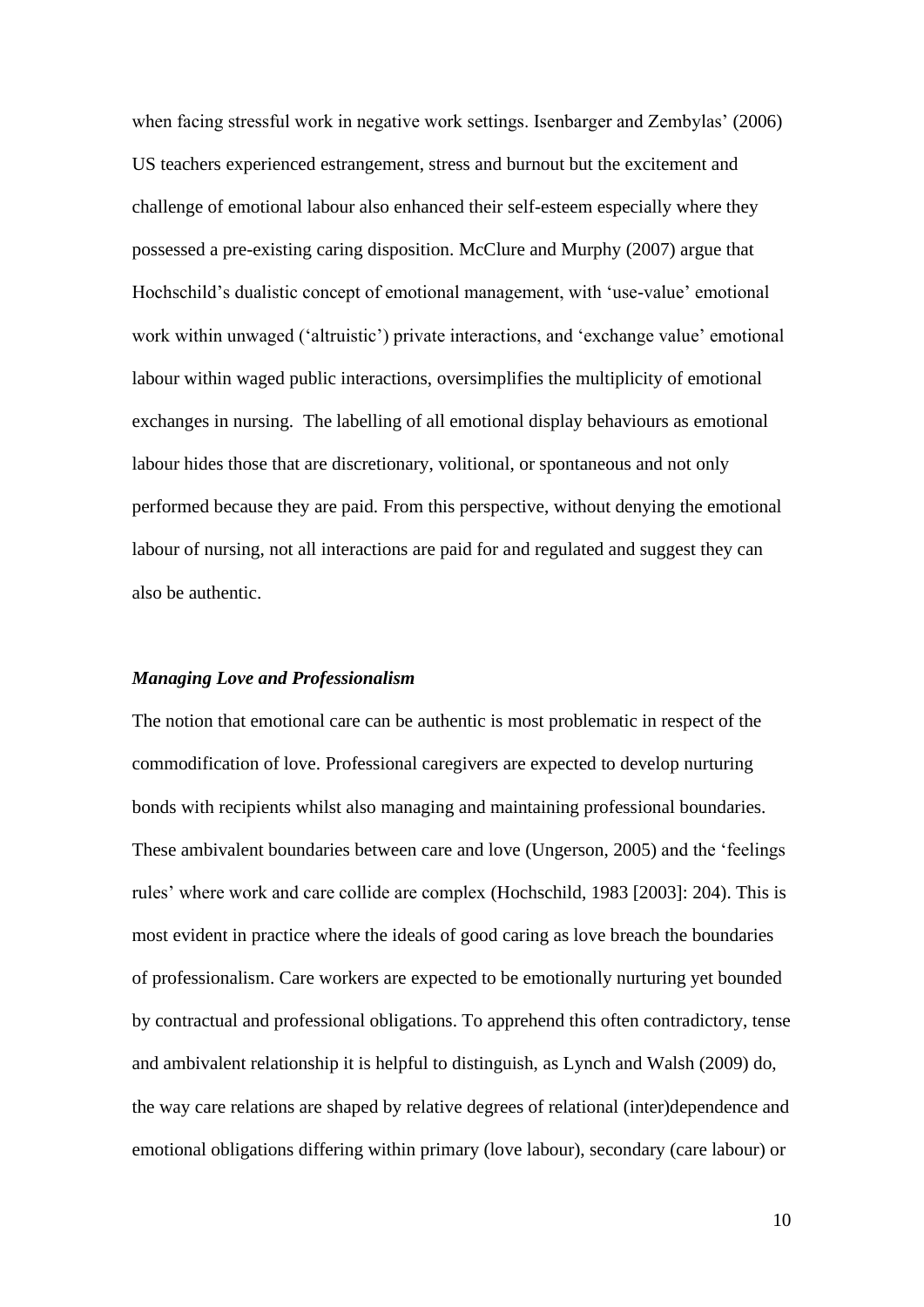when facing stressful work in negative work settings. Isenbarger and Zembylas' (2006) US teachers experienced estrangement, stress and burnout but the excitement and challenge of emotional labour also enhanced their self-esteem especially where they possessed a pre-existing caring disposition. McClure and Murphy (2007) argue that Hochschild's dualistic concept of emotional management, with 'use-value' emotional work within unwaged ('altruistic') private interactions, and 'exchange value' emotional labour within waged public interactions, oversimplifies the multiplicity of emotional exchanges in nursing. The labelling of all emotional display behaviours as emotional labour hides those that are discretionary, volitional, or spontaneous and not only performed because they are paid. From this perspective, without denying the emotional labour of nursing, not all interactions are paid for and regulated and suggest they can also be authentic.

### *Managing Love and Professionalism*

The notion that emotional care can be authentic is most problematic in respect of the commodification of love. Professional caregivers are expected to develop nurturing bonds with recipients whilst also managing and maintaining professional boundaries. These ambivalent boundaries between care and love (Ungerson, 2005) and the 'feelings rules' where work and care collide are complex (Hochschild, 1983 [2003]: 204). This is most evident in practice where the ideals of good caring as love breach the boundaries of professionalism. Care workers are expected to be emotionally nurturing yet bounded by contractual and professional obligations. To apprehend this often contradictory, tense and ambivalent relationship it is helpful to distinguish, as Lynch and Walsh (2009) do, the way care relations are shaped by relative degrees of relational (inter)dependence and emotional obligations differing within primary (love labour), secondary (care labour) or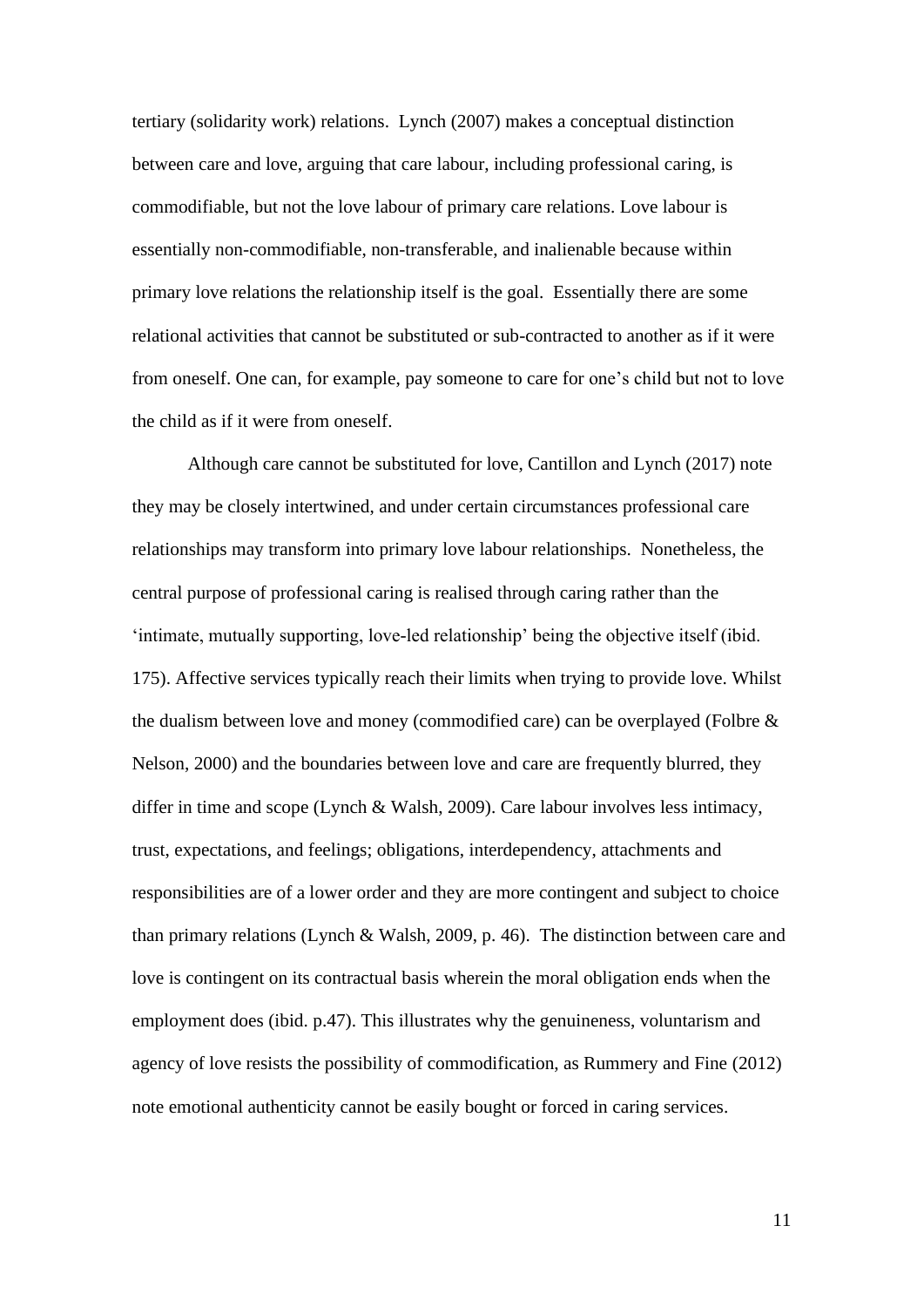tertiary (solidarity work) relations. Lynch (2007) makes a conceptual distinction between care and love, arguing that care labour, including professional caring, is commodifiable, but not the love labour of primary care relations. Love labour is essentially non-commodifiable, non-transferable, and inalienable because within primary love relations the relationship itself is the goal. Essentially there are some relational activities that cannot be substituted or sub-contracted to another as if it were from oneself. One can, for example, pay someone to care for one's child but not to love the child as if it were from oneself.

Although care cannot be substituted for love, Cantillon and Lynch (2017) note they may be closely intertwined, and under certain circumstances professional care relationships may transform into primary love labour relationships. Nonetheless, the central purpose of professional caring is realised through caring rather than the 'intimate, mutually supporting, love-led relationship' being the objective itself (ibid. 175). Affective services typically reach their limits when trying to provide love. Whilst the dualism between love and money (commodified care) can be overplayed (Folbre & Nelson, 2000) and the boundaries between love and care are frequently blurred, they differ in time and scope (Lynch & Walsh, 2009). Care labour involves less intimacy, trust, expectations, and feelings; obligations, interdependency, attachments and responsibilities are of a lower order and they are more contingent and subject to choice than primary relations (Lynch & Walsh, 2009, p. 46). The distinction between care and love is contingent on its contractual basis wherein the moral obligation ends when the employment does (ibid. p.47). This illustrates why the genuineness, voluntarism and agency of love resists the possibility of commodification, as Rummery and Fine (2012) note emotional authenticity cannot be easily bought or forced in caring services.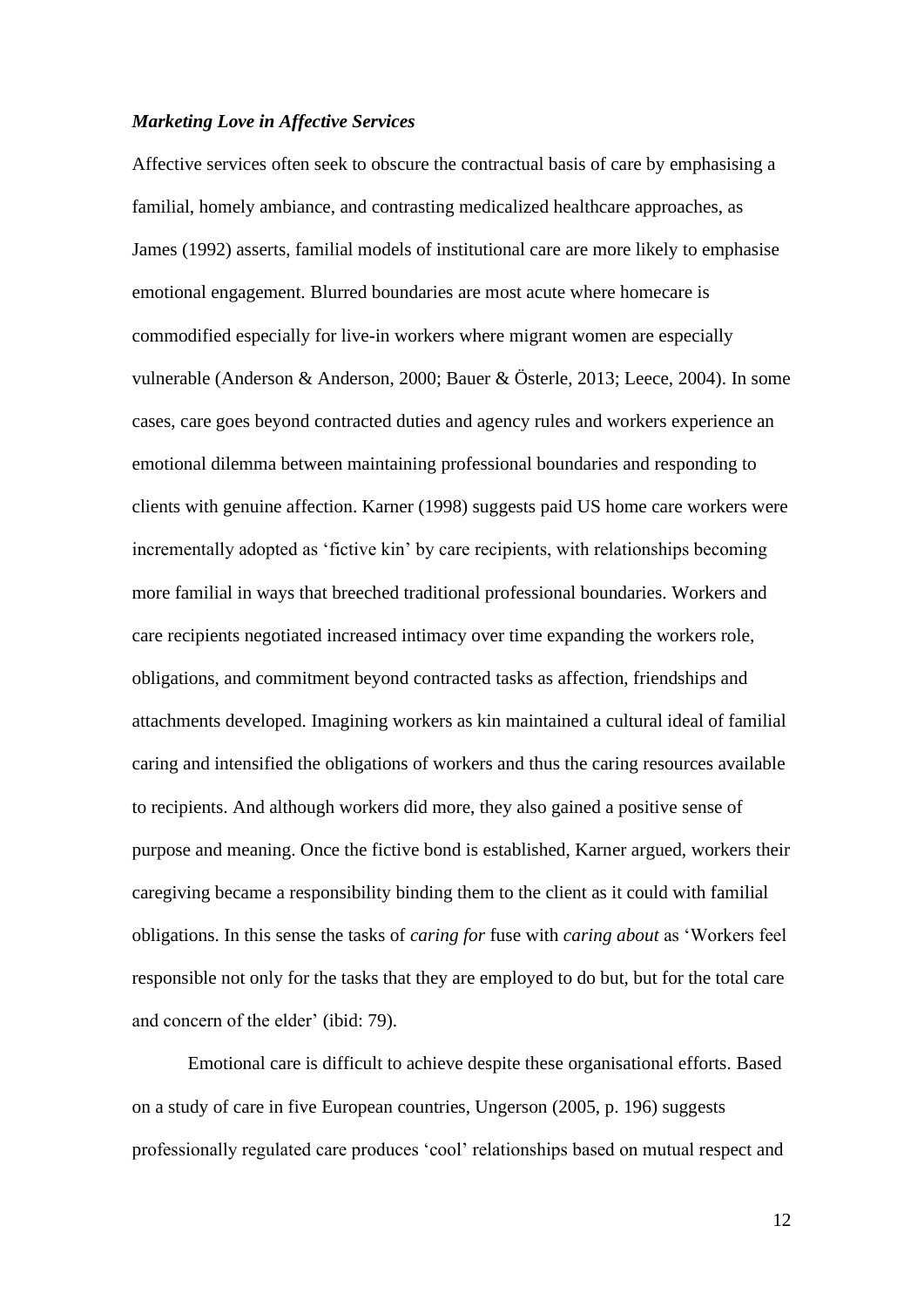### *Marketing Love in Affective Services*

Affective services often seek to obscure the contractual basis of care by emphasising a familial, homely ambiance, and contrasting medicalized healthcare approaches, as James (1992) asserts, familial models of institutional care are more likely to emphasise emotional engagement. Blurred boundaries are most acute where homecare is commodified especially for live-in workers where migrant women are especially vulnerable (Anderson & Anderson, 2000; Bauer & Österle, 2013; Leece, 2004). In some cases, care goes beyond contracted duties and agency rules and workers experience an emotional dilemma between maintaining professional boundaries and responding to clients with genuine affection. Karner (1998) suggests paid US home care workers were incrementally adopted as 'fictive kin' by care recipients, with relationships becoming more familial in ways that breeched traditional professional boundaries. Workers and care recipients negotiated increased intimacy over time expanding the workers role, obligations, and commitment beyond contracted tasks as affection, friendships and attachments developed. Imagining workers as kin maintained a cultural ideal of familial caring and intensified the obligations of workers and thus the caring resources available to recipients. And although workers did more, they also gained a positive sense of purpose and meaning. Once the fictive bond is established, Karner argued, workers their caregiving became a responsibility binding them to the client as it could with familial obligations. In this sense the tasks of *caring for* fuse with *caring about* as 'Workers feel responsible not only for the tasks that they are employed to do but, but for the total care and concern of the elder' (ibid: 79).

Emotional care is difficult to achieve despite these organisational efforts. Based on a study of care in five European countries, Ungerson (2005, p. 196) suggests professionally regulated care produces 'cool' relationships based on mutual respect and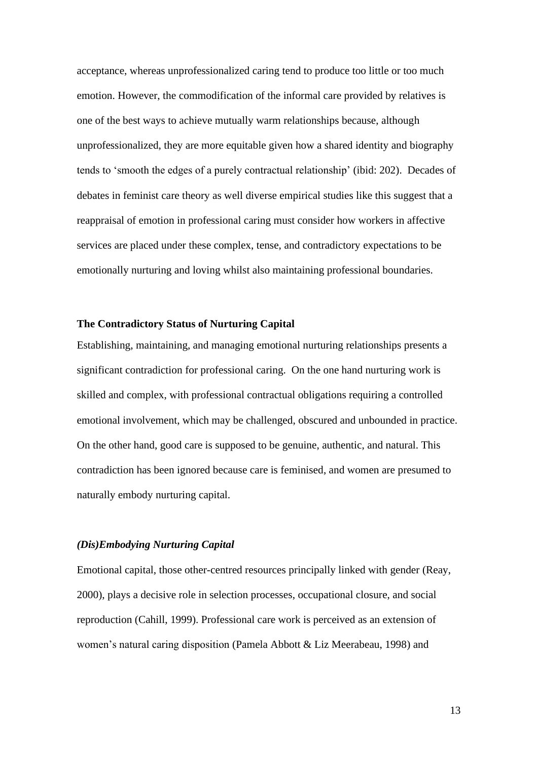acceptance, whereas unprofessionalized caring tend to produce too little or too much emotion. However, the commodification of the informal care provided by relatives is one of the best ways to achieve mutually warm relationships because, although unprofessionalized, they are more equitable given how a shared identity and biography tends to 'smooth the edges of a purely contractual relationship' (ibid: 202). Decades of debates in feminist care theory as well diverse empirical studies like this suggest that a reappraisal of emotion in professional caring must consider how workers in affective services are placed under these complex, tense, and contradictory expectations to be emotionally nurturing and loving whilst also maintaining professional boundaries.

## The Contradictory Status of Nurturing Capital

Establishing, maintaining, and managing emotional nurturing relationships presents a significant contradiction for professional caring. On the one hand nurturing work is skilled and complex, with professional contractual obligations requiring a controlled emotional involvement, which may be challenged, obscured and unbounded in practice. On the other hand, good care is supposed to be genuine, authentic, and natural. This contradiction has been ignored because care is feminised, and women are presumed to naturally embody nurturing capital.

### *(Dis)Embodying Nurturing Capital*

Emotional capital, those other-centred resources principally linked with gender (Reay, 2000), plays a decisive role in selection processes, occupational closure, and social reproduction (Cahill, 1999). Professional care work is perceived as an extension of women's natural caring disposition (Pamela Abbott & Liz Meerabeau, 1998) and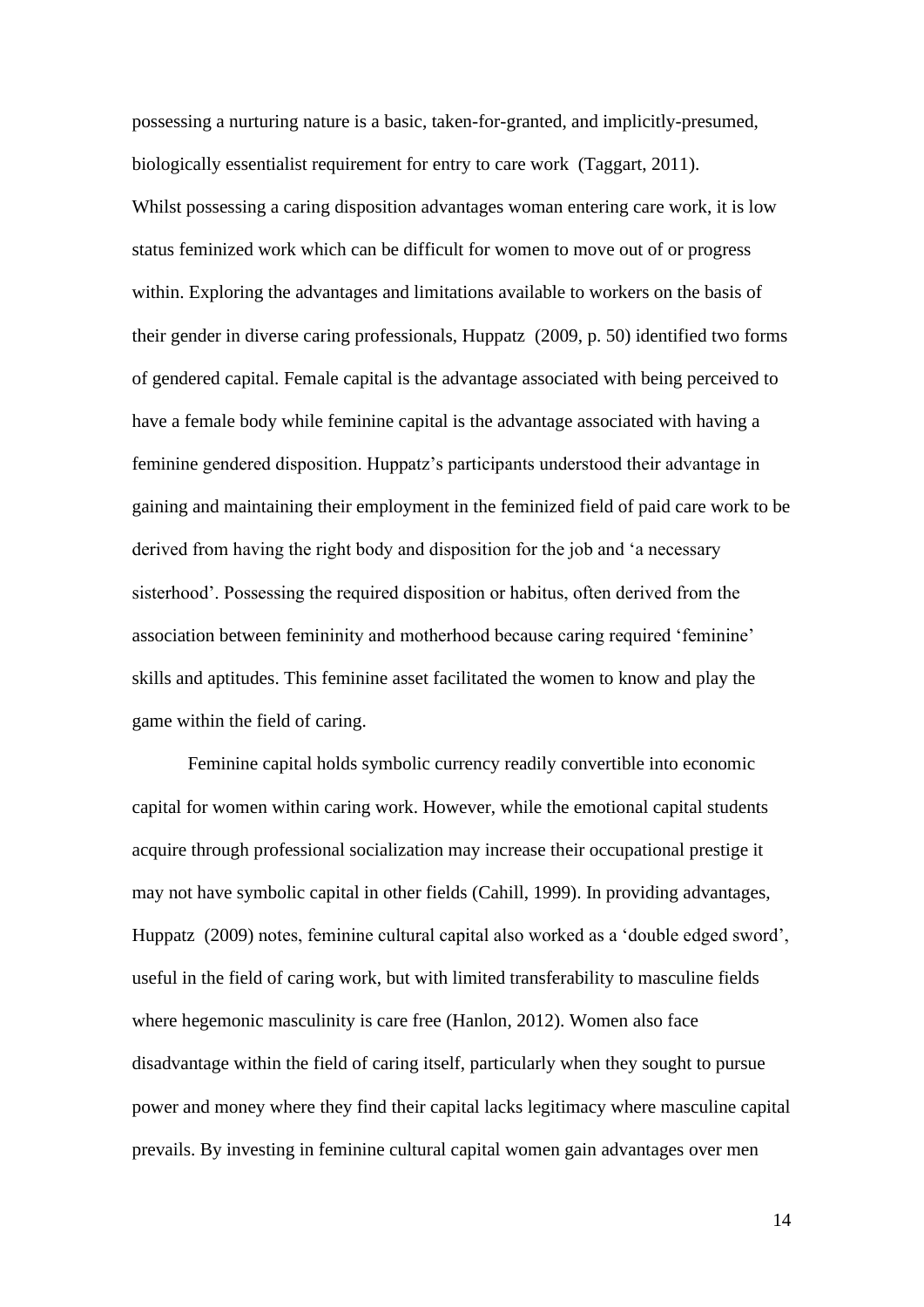possessing a nurturing nature is a basic, taken-for-granted, and implicitly-presumed, biologically essentialist requirement for entry to care work (Taggart, 2011).

Whilst possessing a caring disposition advantages woman entering care work, it is low status feminized work which can be difficult for women to move out of or progress within. Exploring the advantages and limitations available to workers on the basis of their gender in diverse caring professionals, Huppatz (2009, p. 50) identified two forms of gendered capital. Female capital is the advantage associated with being perceived to have a female body while feminine capital is the advantage associated with having a feminine gendered disposition. Huppatz's participants understood their advantage in gaining and maintaining their employment in the feminized field of paid care work to be derived from having the right body and disposition for the job and 'a necessary sisterhood'. Possessing the required disposition or habitus, often derived from the association between femininity and motherhood because caring required 'feminine' skills and aptitudes. This feminine asset facilitated the women to know and play the game within the field of caring.

Feminine capital holds symbolic currency readily convertible into economic capital for women within caring work. However, while the emotional capital students acquire through professional socialization may increase their occupational prestige it may not have symbolic capital in other fields (Cahill, 1999). In providing advantages, Huppatz (2009) notes, feminine cultural capital also worked as a 'double edged sword', useful in the field of caring work, but with limited transferability to masculine fields where hegemonic masculinity is care free (Hanlon, 2012). Women also face disadvantage within the field of caring itself, particularly when they sought to pursue power and money where they find their capital lacks legitimacy where masculine capital prevails. By investing in feminine cultural capital women gain advantages over men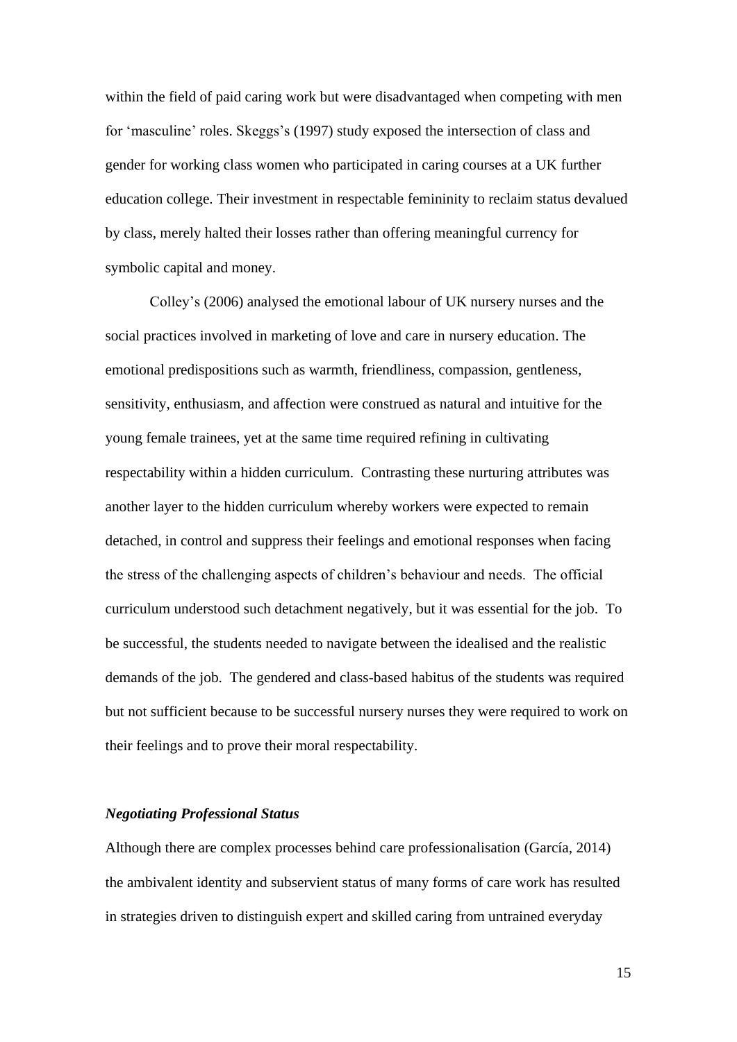within the field of paid caring work but were disadvantaged when competing with men for 'masculine' roles. Skeggs's (1997) study exposed the intersection of class and gender for working class women who participated in caring courses at a UK further education college. Their investment in respectable femininity to reclaim status devalued by class, merely halted their losses rather than offering meaningful currency for symbolic capital and money.

Colley's (2006) analysed the emotional labour of UK nursery nurses and the social practices involved in marketing of love and care in nursery education. The emotional predispositions such as warmth, friendliness, compassion, gentleness, sensitivity, enthusiasm, and affection were construed as natural and intuitive for the young female trainees, yet at the same time required refining in cultivating respectability within a hidden curriculum. Contrasting these nurturing attributes was another layer to the hidden curriculum whereby workers were expected to remain detached, in control and suppress their feelings and emotional responses when facing the stress of the challenging aspects of children's behaviour and needs. The official curriculum understood such detachment negatively, but it was essential for the job. To be successful, the students needed to navigate between the idealised and the realistic demands of the job. The gendered and class-based habitus of the students was required but not sufficient because to be successful nursery nurses they were required to work on their feelings and to prove their moral respectability.

### *Negotiating Professional Status*

Although there are complex processes behind care professionalisation (García, 2014) the ambivalent identity and subservient status of many forms of care work has resulted in strategies driven to distinguish expert and skilled caring from untrained everyday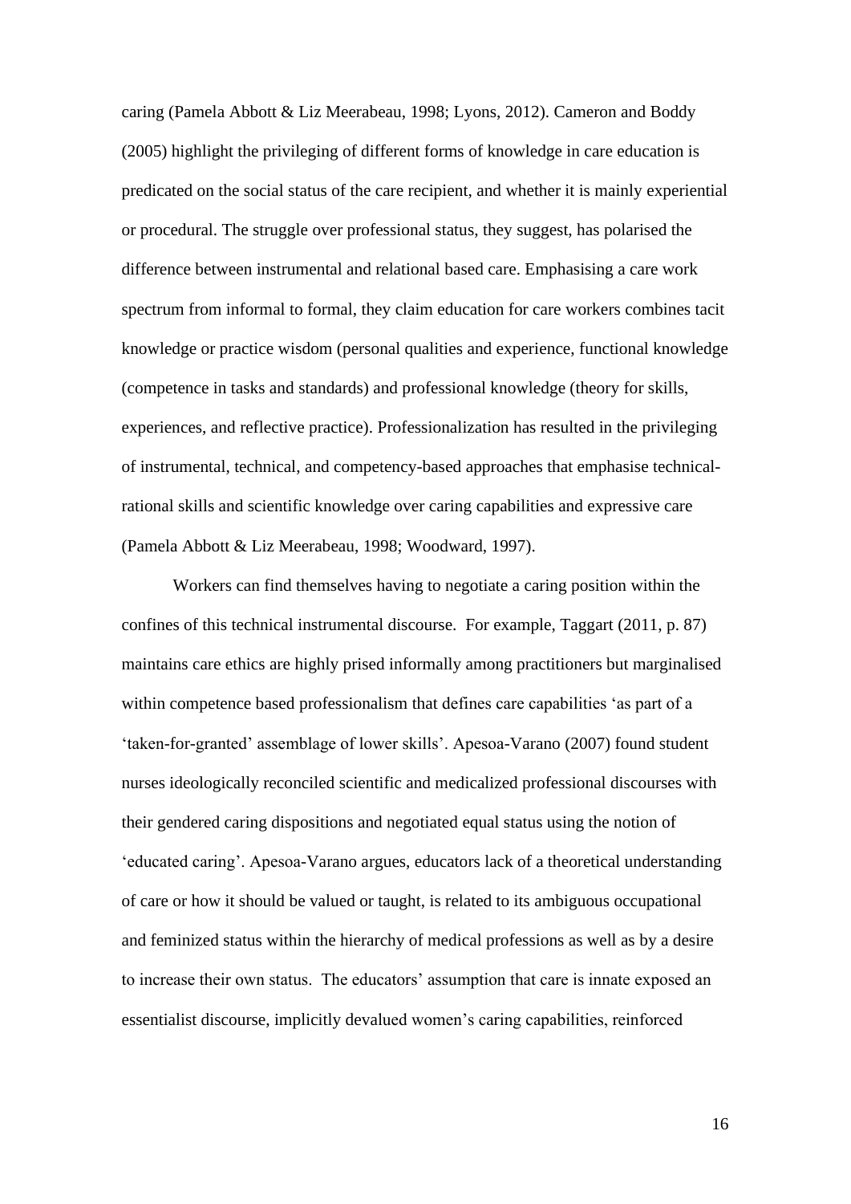caring (Pamela Abbott & Liz Meerabeau, 1998; Lyons, 2012). Cameron and Boddy (2005) highlight the privileging of different forms of knowledge in care education is predicated on the social status of the care recipient, and whether it is mainly experiential or procedural. The struggle over professional status, they suggest, has polarised the difference between instrumental and relational based care. Emphasising a care work spectrum from informal to formal, they claim education for care workers combines tacit knowledge or practice wisdom (personal qualities and experience, functional knowledge (competence in tasks and standards) and professional knowledge (theory for skills, experiences, and reflective practice). Professionalization has resulted in the privileging of instrumental, technical, and competency-based approaches that emphasise technical-rational skills and scientific knowledge over caring capabilities and expressive care (Pamela Abbott & Liz Meerabeau, 1998; Woodward, 1997).

Workers can find themselves having to negotiate a caring position within the confines of this technical instrumental discourse. For example, Taggart (2011, p. 87) maintains care ethics are highly prised informally among practitioners but marginalised within competence based professionalism that defines care capabilities 'as part of a 'taken-for-granted' assemblage of lower skills'. Apesoa-Varano (2007) found student nurses ideologically reconciled scientific and medicalized professional discourses with their gendered caring dispositions and negotiated equal status using the notion of 'educated caring'. Apesoa-Varano argues, educators lack of a theoretical understanding of care or how it should be valued or taught, is related to its ambiguous occupational and feminized status within the hierarchy of medical professions as well as by a desire to increase their own status. The educators' assumption that care is innate exposed an essentialist discourse, implicitly devalued women's caring capabilities, reinforced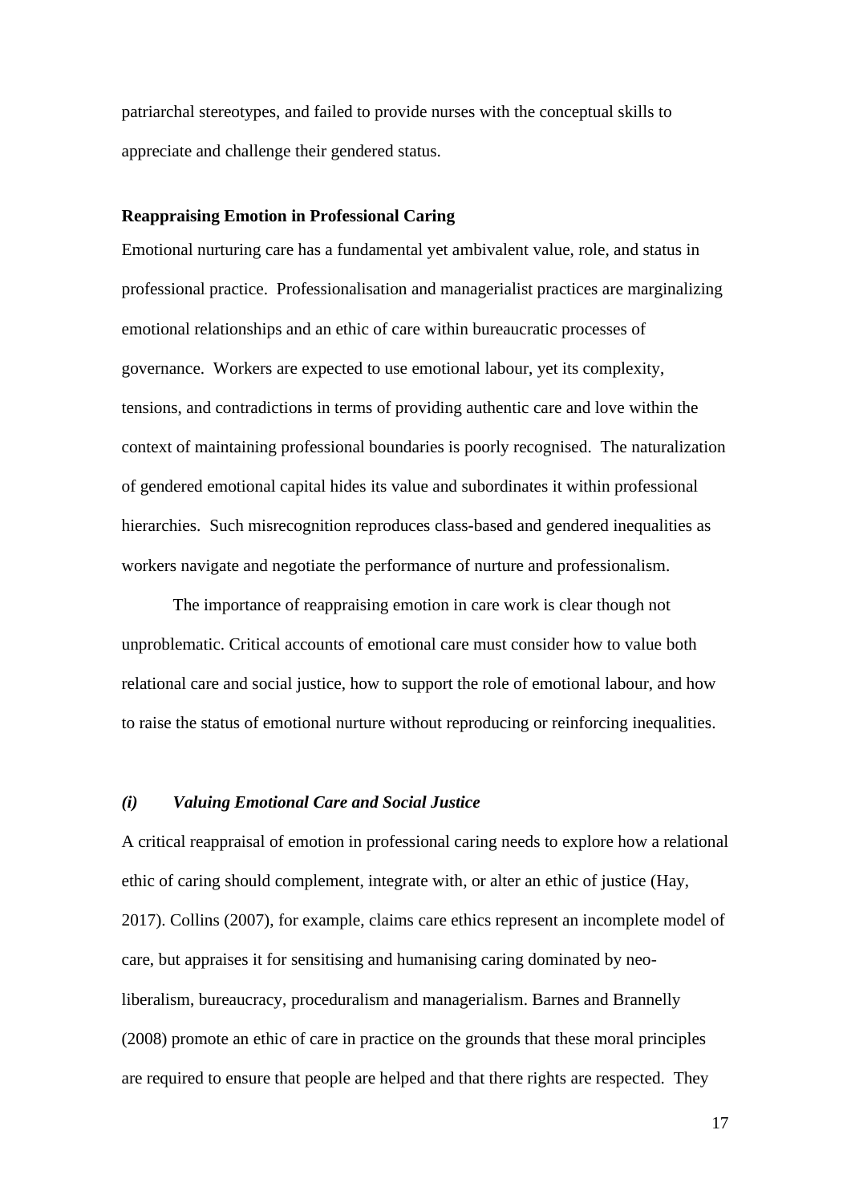patriarchal stereotypes, and failed to provide nurses with the conceptual skills to appreciate and challenge their gendered status.

## Reappraising Emotion in Professional Caring

Emotional nurturing care has a fundamental yet ambivalent value, role, and status in professional practice. Professionalisation and managerialist practices are marginalizing emotional relationships and an ethic of care within bureaucratic processes of governance. Workers are expected to use emotional labour, yet its complexity, tensions, and contradictions in terms of providing authentic care and love within the context of maintaining professional boundaries is poorly recognised. The naturalization of gendered emotional capital hides its value and subordinates it within professional hierarchies. Such misrecognition reproduces class-based and gendered inequalities as workers navigate and negotiate the performance of nurture and professionalism.

The importance of reappraising emotion in care work is clear though not unproblematic. Critical accounts of emotional care must consider how to value both relational care and social justice, how to support the role of emotional labour, and how to raise the status of emotional nurture without reproducing or reinforcing inequalities.

### *(i) Valuing Emotional Care and Social Justice*

A critical reappraisal of emotion in professional caring needs to explore how a relational ethic of caring should complement, integrate with, or alter an ethic of justice (Hay, 2017). Collins (2007), for example, claims care ethics represent an incomplete model of care, but appraises it for sensitising and humanising caring dominated by neo-liberalism, bureaucracy, proceduralism and managerialism. Barnes and Brannelly (2008) promote an ethic of care in practice on the grounds that these moral principles are required to ensure that people are helped and that there rights are respected. They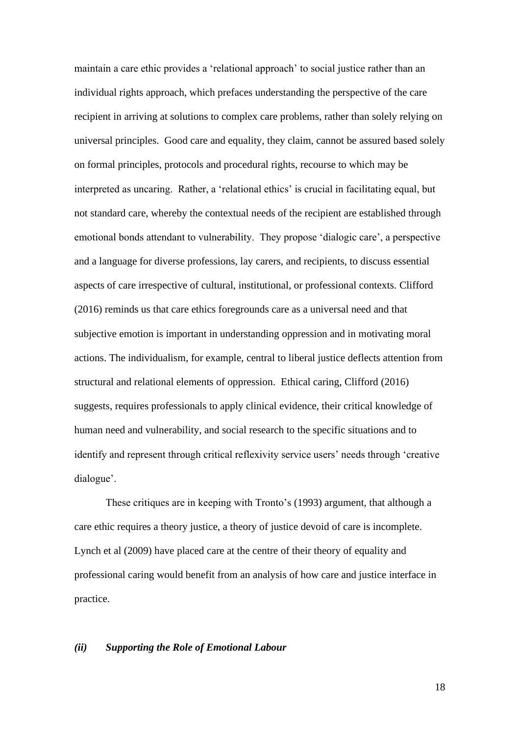maintain a care ethic provides a 'relational approach' to social justice rather than an individual rights approach, which prefaces understanding the perspective of the care recipient in arriving at solutions to complex care problems, rather than solely relying on universal principles. Good care and equality, they claim, cannot be assured based solely on formal principles, protocols and procedural rights, recourse to which may be interpreted as uncaring. Rather, a 'relational ethics' is crucial in facilitating equal, but not standard care, whereby the contextual needs of the recipient are established through emotional bonds attendant to vulnerability. They propose 'dialogic care', a perspective and a language for diverse professions, lay carers, and recipients, to discuss essential aspects of care irrespective of cultural, institutional, or professional contexts. Clifford (2016) reminds us that care ethics foregrounds care as a universal need and that subjective emotion is important in understanding oppression and in motivating moral actions. The individualism, for example, central to liberal justice deflects attention from structural and relational elements of oppression. Ethical caring, Clifford (2016) suggests, requires professionals to apply clinical evidence, their critical knowledge of human need and vulnerability, and social research to the specific situations and to identify and represent through critical reflexivity service users' needs through 'creative dialogue'.

These critiques are in keeping with Tronto's (1993) argument, that although a care ethic requires a theory justice, a theory of justice devoid of care is incomplete. Lynch et al (2009) have placed care at the centre of their theory of equality and professional caring would benefit from an analysis of how care and justice interface in practice.

### *(ii) Supporting the Role of Emotional Labour*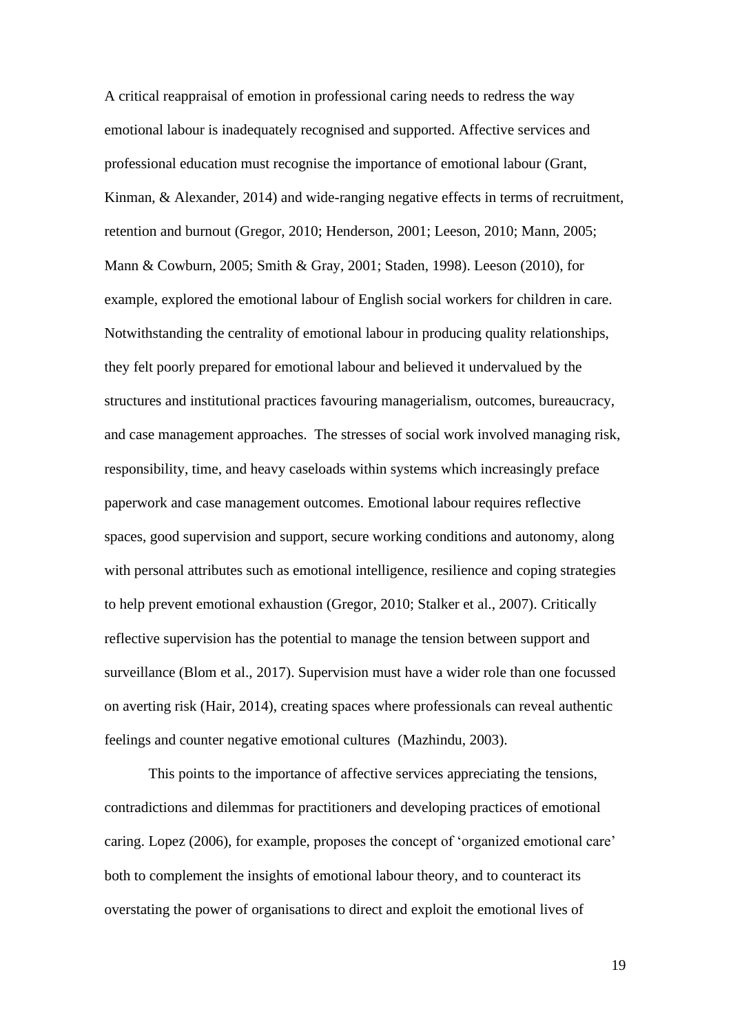A critical reappraisal of emotion in professional caring needs to redress the way emotional labour is inadequately recognised and supported. Affective services and professional education must recognise the importance of emotional labour (Grant, Kinman, & Alexander, 2014) and wide-ranging negative effects in terms of recruitment, retention and burnout (Gregor, 2010; Henderson, 2001; Leeson, 2010; Mann, 2005; Mann & Cowburn, 2005; Smith & Gray, 2001; Staden, 1998). Leeson (2010), for example, explored the emotional labour of English social workers for children in care. Notwithstanding the centrality of emotional labour in producing quality relationships, they felt poorly prepared for emotional labour and believed it undervalued by the structures and institutional practices favouring managerialism, outcomes, bureaucracy, and case management approaches. The stresses of social work involved managing risk, responsibility, time, and heavy caseloads within systems which increasingly preface paperwork and case management outcomes. Emotional labour requires reflective spaces, good supervision and support, secure working conditions and autonomy, along with personal attributes such as emotional intelligence, resilience and coping strategies to help prevent emotional exhaustion (Gregor, 2010; Stalker et al., 2007). Critically reflective supervision has the potential to manage the tension between support and surveillance (Blom et al., 2017). Supervision must have a wider role than one focussed on averting risk (Hair, 2014), creating spaces where professionals can reveal authentic feelings and counter negative emotional cultures (Mazhindu, 2003).

This points to the importance of affective services appreciating the tensions, contradictions and dilemmas for practitioners and developing practices of emotional caring. Lopez (2006), for example, proposes the concept of 'organized emotional care' both to complement the insights of emotional labour theory, and to counteract its overstating the power of organisations to direct and exploit the emotional lives of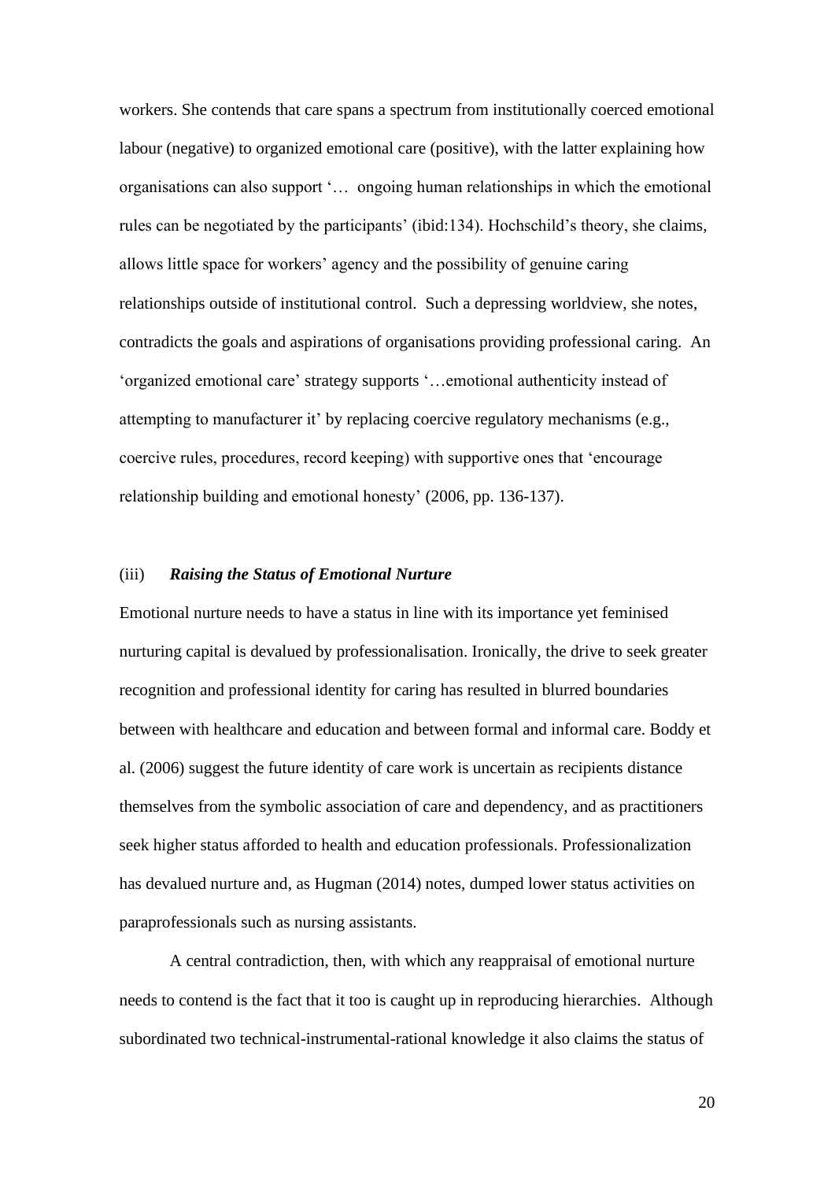workers. She contends that care spans a spectrum from institutionally coerced emotional labour (negative) to organized emotional care (positive), with the latter explaining how organisations can also support '… ongoing human relationships in which the emotional rules can be negotiated by the participants' (ibid:134). Hochschild's theory, she claims, allows little space for workers' agency and the possibility of genuine caring relationships outside of institutional control. Such a depressing worldview, she notes, contradicts the goals and aspirations of organisations providing professional caring. An 'organized emotional care' strategy supports '…emotional authenticity instead of attempting to manufacturer it' by replacing coercive regulatory mechanisms (e.g., coercive rules, procedures, record keeping) with supportive ones that 'encourage relationship building and emotional honesty' (2006, pp. 136-137).

### (iii) ***Raising the Status of Emotional Nurture***

Emotional nurture needs to have a status in line with its importance yet feminised nurturing capital is devalued by professionalisation. Ironically, the drive to seek greater recognition and professional identity for caring has resulted in blurred boundaries between with healthcare and education and between formal and informal care. Boddy et al. (2006) suggest the future identity of care work is uncertain as recipients distance themselves from the symbolic association of care and dependency, and as practitioners seek higher status afforded to health and education professionals. Professionalization has devalued nurture and, as Hugman (2014) notes, dumped lower status activities on paraprofessionals such as nursing assistants.

A central contradiction, then, with which any reappraisal of emotional nurture needs to contend is the fact that it too is caught up in reproducing hierarchies. Although subordinated two technical-instrumental-rational knowledge it also claims the status of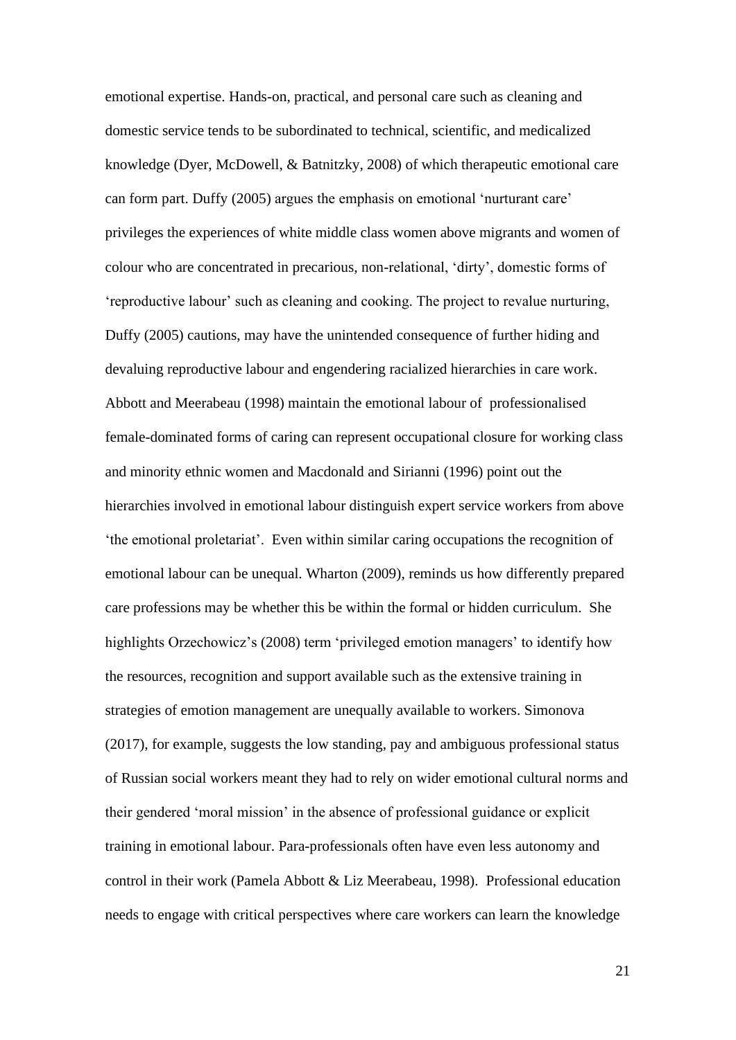emotional expertise. Hands-on, practical, and personal care such as cleaning and domestic service tends to be subordinated to technical, scientific, and medicalized knowledge (Dyer, McDowell, & Batnitzky, 2008) of which therapeutic emotional care can form part. Duffy (2005) argues the emphasis on emotional 'nurturant care' privileges the experiences of white middle class women above migrants and women of colour who are concentrated in precarious, non-relational, 'dirty', domestic forms of 'reproductive labour' such as cleaning and cooking. The project to revalue nurturing, Duffy (2005) cautions, may have the unintended consequence of further hiding and devaluing reproductive labour and engendering racialized hierarchies in care work. Abbott and Meerabeau (1998) maintain the emotional labour of professionalised female-dominated forms of caring can represent occupational closure for working class and minority ethnic women and Macdonald and Sirianni (1996) point out the hierarchies involved in emotional labour distinguish expert service workers from above 'the emotional proletariat'. Even within similar caring occupations the recognition of emotional labour can be unequal. Wharton (2009), reminds us how differently prepared care professions may be whether this be within the formal or hidden curriculum. She highlights Orzechowicz's (2008) term 'privileged emotion managers' to identify how the resources, recognition and support available such as the extensive training in strategies of emotion management are unequally available to workers. Simonova (2017), for example, suggests the low standing, pay and ambiguous professional status of Russian social workers meant they had to rely on wider emotional cultural norms and their gendered 'moral mission' in the absence of professional guidance or explicit training in emotional labour. Para-professionals often have even less autonomy and control in their work (Pamela Abbott & Liz Meerabeau, 1998). Professional education needs to engage with critical perspectives where care workers can learn the knowledge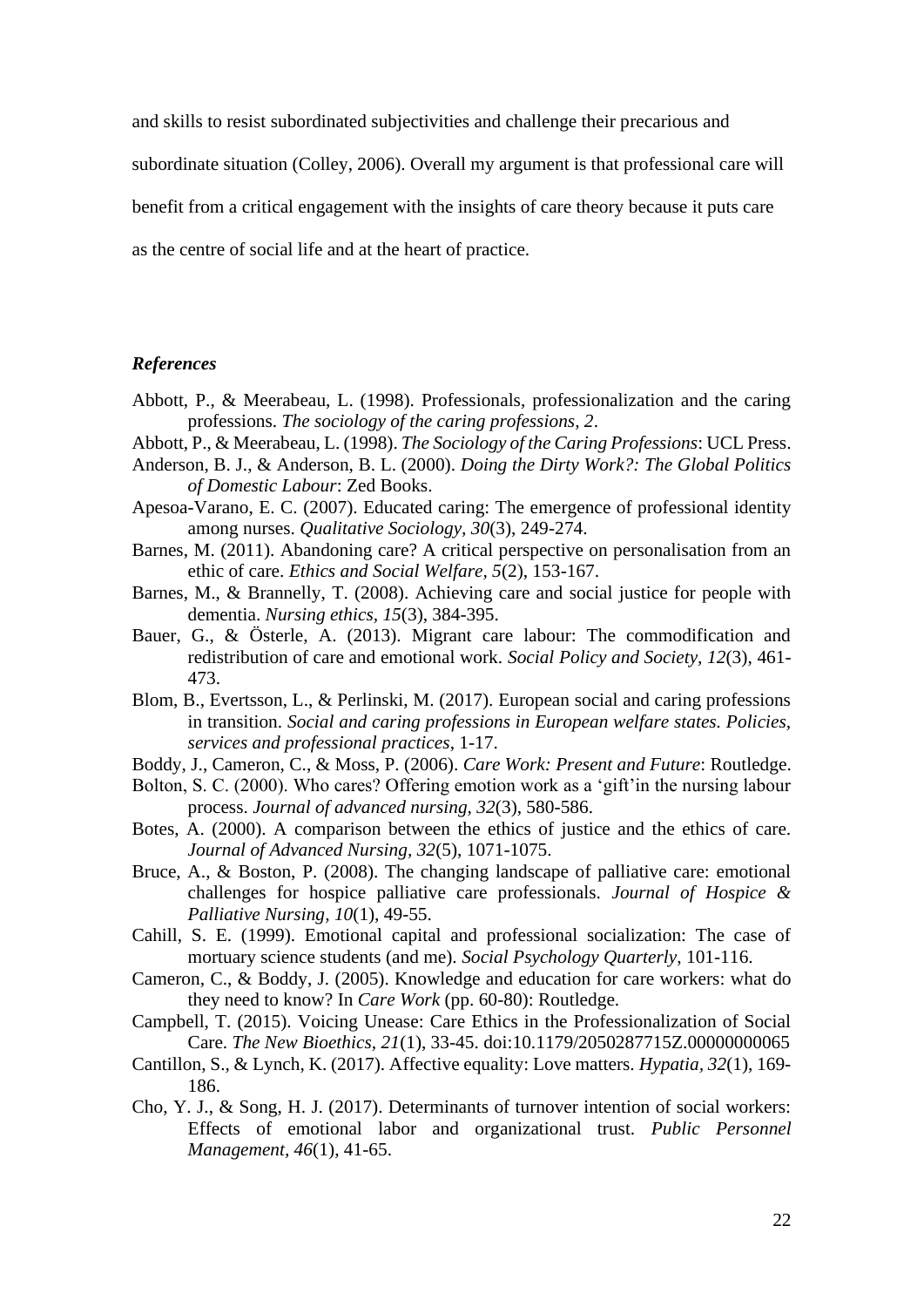and skills to resist subordinated subjectivities and challenge their precarious and subordinate situation (Colley, 2006). Overall my argument is that professional care will benefit from a critical engagement with the insights of care theory because it puts care as the centre of social life and at the heart of practice.

### *References*

Abbott, P., & Meerabeau, L. (1998). Professionals, professionalization and the caring professions. *The sociology of the caring professions, 2*.

Abbott, P., & Meerabeau, L. (1998). *The Sociology of the Caring Professions*: UCL Press.

Anderson, B. J., & Anderson, B. L. (2000). *Doing the Dirty Work?: The Global Politics of Domestic Labour*: Zed Books.

Apesoa-Varano, E. C. (2007). Educated caring: The emergence of professional identity among nurses. *Qualitative Sociology, 30*(3), 249-274.

Barnes, M. (2011). Abandoning care? A critical perspective on personalisation from an ethic of care. *Ethics and Social Welfare, 5*(2), 153-167.

Barnes, M., & Brannelly, T. (2008). Achieving care and social justice for people with dementia. *Nursing ethics, 15*(3), 384-395.

Bauer, G., & Österle, A. (2013). Migrant care labour: The commodification and redistribution of care and emotional work. *Social Policy and Society, 12*(3), 461-473.

Blom, B., Evertsson, L., & Perlinski, M. (2017). European social and caring professions in transition. *Social and caring professions in European welfare states. Policies, services and professional practices*, 1-17.

Boddy, J., Cameron, C., & Moss, P. (2006). *Care Work: Present and Future*: Routledge.

Bolton, S. C. (2000). Who cares? Offering emotion work as a 'gift'in the nursing labour process. *Journal of advanced nursing, 32*(3), 580-586.

Botes, A. (2000). A comparison between the ethics of justice and the ethics of care. *Journal of Advanced Nursing, 32*(5), 1071-1075.

Bruce, A., & Boston, P. (2008). The changing landscape of palliative care: emotional challenges for hospice palliative care professionals. *Journal of Hospice & Palliative Nursing, 10*(1), 49-55.

Cahill, S. E. (1999). Emotional capital and professional socialization: The case of mortuary science students (and me). *Social Psychology Quarterly*, 101-116.

Cameron, C., & Boddy, J. (2005). Knowledge and education for care workers: what do they need to know? In *Care Work* (pp. 60-80): Routledge.

Campbell, T. (2015). Voicing Unease: Care Ethics in the Professionalization of Social Care. *The New Bioethics, 21*(1), 33-45. doi:10.1179/2050287715Z.00000000065

Cantillon, S., & Lynch, K. (2017). Affective equality: Love matters. *Hypatia, 32*(1), 169-186.

Cho, Y. J., & Song, H. J. (2017). Determinants of turnover intention of social workers: Effects of emotional labor and organizational trust. *Public Personnel Management, 46*(1), 41-65.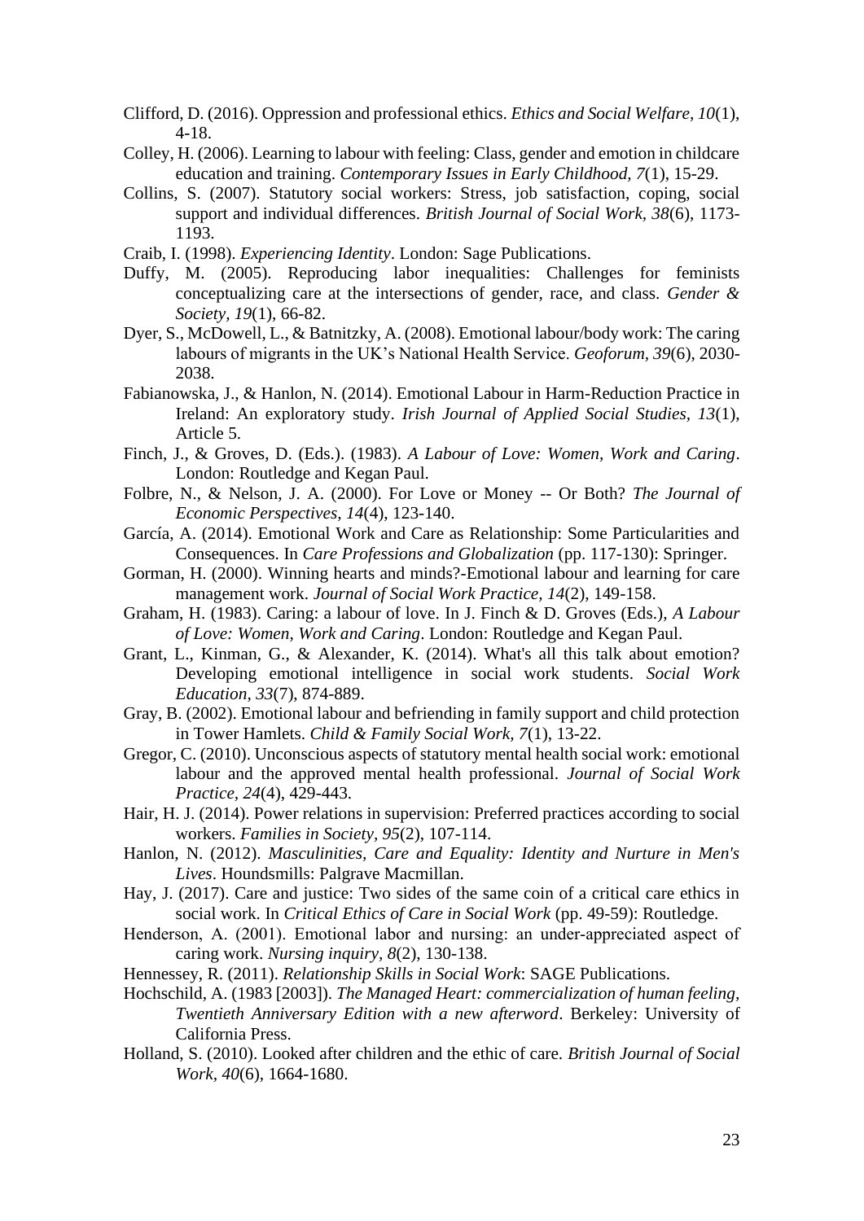Clifford, D. (2016). Oppression and professional ethics. *Ethics and Social Welfare, 10*(1), 4-18.

Colley, H. (2006). Learning to labour with feeling: Class, gender and emotion in childcare education and training. *Contemporary Issues in Early Childhood, 7*(1), 15-29.

Collins, S. (2007). Statutory social workers: Stress, job satisfaction, coping, social support and individual differences. *British Journal of Social Work, 38*(6), 1173-1193.

Craib, I. (1998). *Experiencing Identity*. London: Sage Publications.

Duffy, M. (2005). Reproducing labor inequalities: Challenges for feminists conceptualizing care at the intersections of gender, race, and class. *Gender & Society, 19*(1), 66-82.

Dyer, S., McDowell, L., & Batnitzky, A. (2008). Emotional labour/body work: The caring labours of migrants in the UK's National Health Service. *Geoforum, 39*(6), 2030-2038.

Fabianowska, J., & Hanlon, N. (2014). Emotional Labour in Harm-Reduction Practice in Ireland: An exploratory study. *Irish Journal of Applied Social Studies, 13*(1), Article 5.

Finch, J., & Groves, D. (Eds.). (1983). *A Labour of Love: Women, Work and Caring*. London: Routledge and Kegan Paul.

Folbre, N., & Nelson, J. A. (2000). For Love or Money -- Or Both? *The Journal of Economic Perspectives, 14*(4), 123-140.

García, A. (2014). Emotional Work and Care as Relationship: Some Particularities and Consequences. In *Care Professions and Globalization* (pp. 117-130): Springer.

Gorman, H. (2000). Winning hearts and minds?-Emotional labour and learning for care management work. *Journal of Social Work Practice, 14*(2), 149-158.

Graham, H. (1983). Caring: a labour of love. In J. Finch & D. Groves (Eds.), *A Labour of Love: Women, Work and Caring*. London: Routledge and Kegan Paul.

Grant, L., Kinman, G., & Alexander, K. (2014). What's all this talk about emotion? Developing emotional intelligence in social work students. *Social Work Education, 33*(7), 874-889.

Gray, B. (2002). Emotional labour and befriending in family support and child protection in Tower Hamlets. *Child & Family Social Work, 7*(1), 13-22.

Gregor, C. (2010). Unconscious aspects of statutory mental health social work: emotional labour and the approved mental health professional. *Journal of Social Work Practice, 24*(4), 429-443.

Hair, H. J. (2014). Power relations in supervision: Preferred practices according to social workers. *Families in Society, 95*(2), 107-114.

Hanlon, N. (2012). *Masculinities, Care and Equality: Identity and Nurture in Men's Lives*. Houndsmills: Palgrave Macmillan.

Hay, J. (2017). Care and justice: Two sides of the same coin of a critical care ethics in social work. In *Critical Ethics of Care in Social Work* (pp. 49-59): Routledge.

Henderson, A. (2001). Emotional labor and nursing: an under-appreciated aspect of caring work. *Nursing inquiry, 8*(2), 130-138.

Hennessey, R. (2011). *Relationship Skills in Social Work*: SAGE Publications.

Hochschild, A. (1983 [2003]). *The Managed Heart: commercialization of human feeling, Twentieth Anniversary Edition with a new afterword*. Berkeley: University of California Press.

Holland, S. (2010). Looked after children and the ethic of care. *British Journal of Social Work, 40*(6), 1664-1680.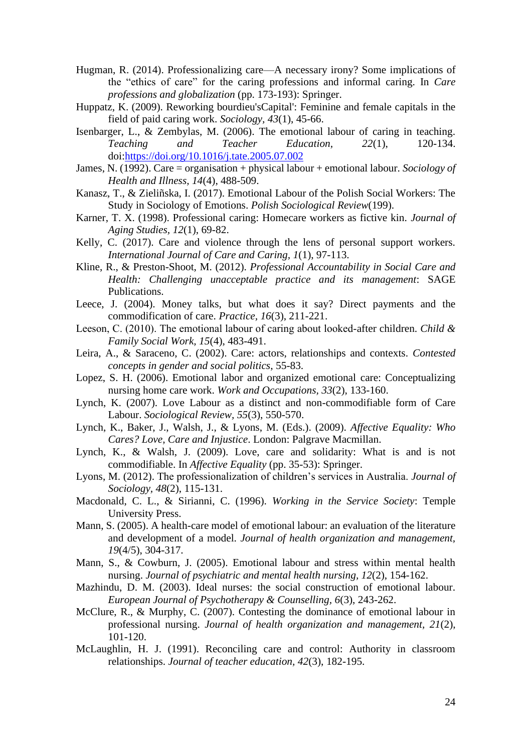Hugman, R. (2014). Professionalizing care—A necessary irony? Some implications of the “ethics of care” for the caring professions and informal caring. In *Care professions and globalization* (pp. 173-193): Springer.

Huppatz, K. (2009). Reworking bourdieu'sCapital': Feminine and female capitals in the field of paid caring work. *Sociology, 43*(1), 45-66.

Isenbarger, L., & Zembylas, M. (2006). The emotional labour of caring in teaching. *Teaching and Teacher Education, 22*(1), 120-134. doi:https://doi.org/10.1016/j.tate.2005.07.002

James, N. (1992). Care = organisation + physical labour + emotional labour. *Sociology of Health and Illness, 14*(4), 488-509.

Kanasz, T., & Zieliñska, I. (2017). Emotional Labour of the Polish Social Workers: The Study in Sociology of Emotions. *Polish Sociological Review*(199).

Karner, T. X. (1998). Professional caring: Homecare workers as fictive kin. *Journal of Aging Studies, 12*(1), 69-82.

Kelly, C. (2017). Care and violence through the lens of personal support workers. *International Journal of Care and Caring, 1*(1), 97-113.

Kline, R., & Preston-Shoot, M. (2012). *Professional Accountability in Social Care and Health: Challenging unacceptable practice and its management*: SAGE Publications.

Leece, J. (2004). Money talks, but what does it say? Direct payments and the commodification of care. *Practice, 16*(3), 211-221.

Leeson, C. (2010). The emotional labour of caring about looked-after children. *Child & Family Social Work, 15*(4), 483-491.

Leira, A., & Saraceno, C. (2002). Care: actors, relationships and contexts. *Contested concepts in gender and social politics*, 55-83.

Lopez, S. H. (2006). Emotional labor and organized emotional care: Conceptualizing nursing home care work. *Work and Occupations, 33*(2), 133-160.

Lynch, K. (2007). Love Labour as a distinct and non-commodifiable form of Care Labour. *Sociological Review, 55*(3), 550-570.

Lynch, K., Baker, J., Walsh, J., & Lyons, M. (Eds.). (2009). *Affective Equality: Who Cares? Love, Care and Injustice*. London: Palgrave Macmillan.

Lynch, K., & Walsh, J. (2009). Love, care and solidarity: What is and is not commodifiable. In *Affective Equality* (pp. 35-53): Springer.

Lyons, M. (2012). The professionalization of children's services in Australia. *Journal of Sociology, 48*(2), 115-131.

Macdonald, C. L., & Sirianni, C. (1996). *Working in the Service Society*: Temple University Press.

Mann, S. (2005). A health-care model of emotional labour: an evaluation of the literature and development of a model. *Journal of health organization and management, 19*(4/5), 304-317.

Mann, S., & Cowburn, J. (2005). Emotional labour and stress within mental health nursing. *Journal of psychiatric and mental health nursing, 12*(2), 154-162.

Mazhindu, D. M. (2003). Ideal nurses: the social construction of emotional labour. *European Journal of Psychotherapy & Counselling, 6*(3), 243-262.

McClure, R., & Murphy, C. (2007). Contesting the dominance of emotional labour in professional nursing. *Journal of health organization and management, 21*(2), 101-120.

McLaughlin, H. J. (1991). Reconciling care and control: Authority in classroom relationships. *Journal of teacher education, 42*(3), 182-195.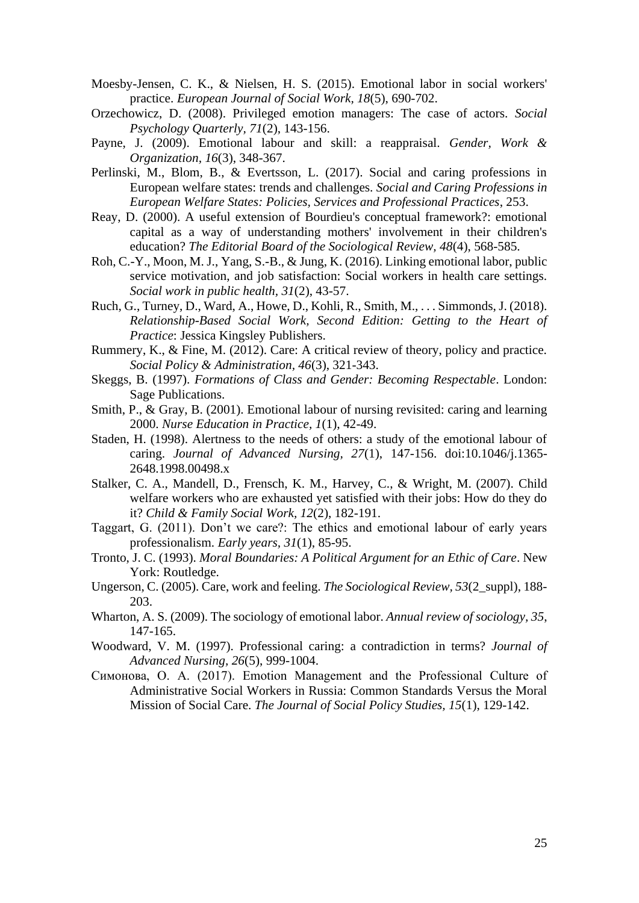Moesby-Jensen, C. K., & Nielsen, H. S. (2015). Emotional labor in social workers' practice. *European Journal of Social Work, 18*(5), 690-702.

Orzechowicz, D. (2008). Privileged emotion managers: The case of actors. *Social Psychology Quarterly, 71*(2), 143-156.

Payne, J. (2009). Emotional labour and skill: a reappraisal. *Gender, Work & Organization, 16*(3), 348-367.

Perlinski, M., Blom, B., & Evertsson, L. (2017). Social and caring professions in European welfare states: trends and challenges. *Social and Caring Professions in European Welfare States: Policies, Services and Professional Practices*, 253.

Reay, D. (2000). A useful extension of Bourdieu's conceptual framework?: emotional capital as a way of understanding mothers' involvement in their children's education? *The Editorial Board of the Sociological Review, 48*(4), 568-585.

Roh, C.-Y., Moon, M. J., Yang, S.-B., & Jung, K. (2016). Linking emotional labor, public service motivation, and job satisfaction: Social workers in health care settings. *Social work in public health, 31*(2), 43-57.

Ruch, G., Turney, D., Ward, A., Howe, D., Kohli, R., Smith, M., . . . Simmonds, J. (2018). *Relationship-Based Social Work, Second Edition: Getting to the Heart of Practice*: Jessica Kingsley Publishers.

Rummery, K., & Fine, M. (2012). Care: A critical review of theory, policy and practice. *Social Policy & Administration, 46*(3), 321-343.

Skeggs, B. (1997). *Formations of Class and Gender: Becoming Respectable*. London: Sage Publications.

Smith, P., & Gray, B. (2001). Emotional labour of nursing revisited: caring and learning 2000. *Nurse Education in Practice, 1*(1), 42-49.

Staden, H. (1998). Alertness to the needs of others: a study of the emotional labour of caring. *Journal of Advanced Nursing, 27*(1), 147-156. doi:10.1046/j.1365-2648.1998.00498.x

Stalker, C. A., Mandell, D., Frensch, K. M., Harvey, C., & Wright, M. (2007). Child welfare workers who are exhausted yet satisfied with their jobs: How do they do it? *Child & Family Social Work, 12*(2), 182-191.

Taggart, G. (2011). Don't we care?: The ethics and emotional labour of early years professionalism. *Early years, 31*(1), 85-95.

Tronto, J. C. (1993). *Moral Boundaries: A Political Argument for an Ethic of Care*. New York: Routledge.

Ungerson, C. (2005). Care, work and feeling. *The Sociological Review, 53*(2_suppl), 188-203.

Wharton, A. S. (2009). The sociology of emotional labor. *Annual review of sociology, 35*, 147-165.

Woodward, V. M. (1997). Professional caring: a contradiction in terms? *Journal of Advanced Nursing, 26*(5), 999-1004.

Симонова, О. А. (2017). Emotion Management and the Professional Culture of Administrative Social Workers in Russia: Common Standards Versus the Moral Mission of Social Care. *The Journal of Social Policy Studies, 15*(1), 129-142.